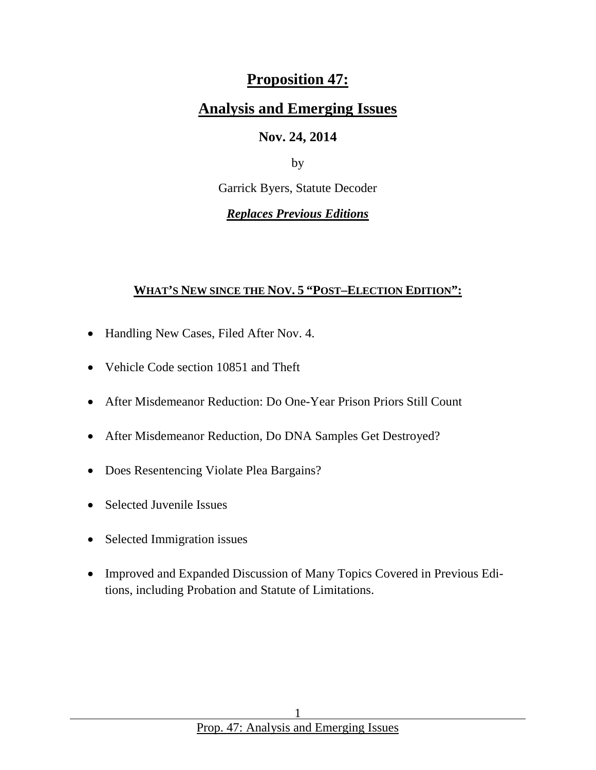# Proposition 47:

# Analysis and Emerging Issues

**Nov. 24, 2014**

by

Garrick Byers, Statute Decoder

***Replaces Previous Editions***

## WHAT'S NEW SINCE THE NOV. 5 "POST–ELECTION EDITION":

- Handling New Cases, Filed After Nov. 4.
- Vehicle Code section 10851 and Theft
- After Misdemeanor Reduction: Do One-Year Prison Priors Still Count
- After Misdemeanor Reduction, Do DNA Samples Get Destroyed?
- Does Resentencing Violate Plea Bargains?
- Selected Juvenile Issues
- Selected Immigration issues
- Improved and Expanded Discussion of Many Topics Covered in Previous Editions, including Probation and Statute of Limitations.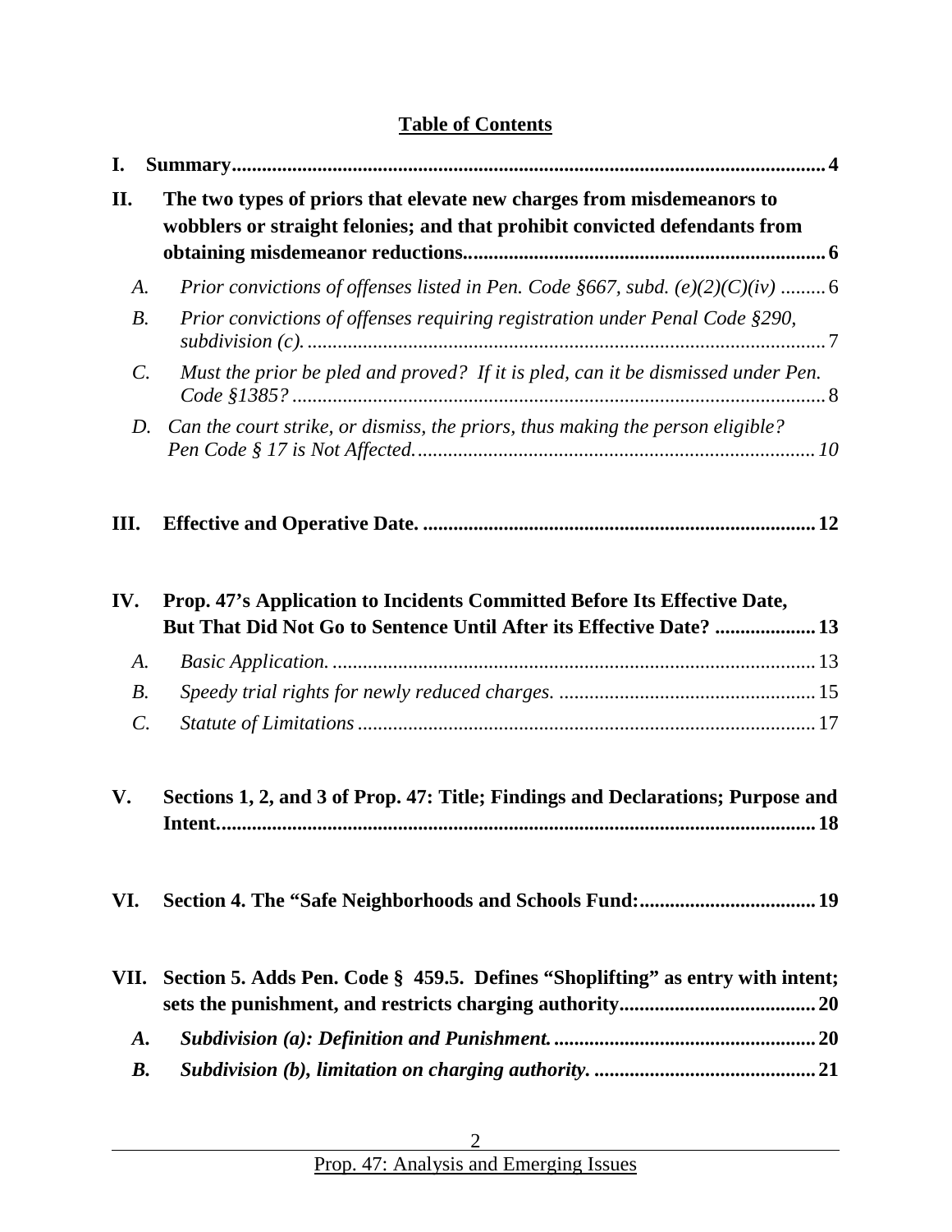## Table of Contents

**I. Summary** ..... **4**

**II. The two types of priors that elevate new charges from misdemeanors to wobblers or straight felonies; and that prohibit convicted defendants from obtaining misdemeanor reductions** ..... **6**

- *A. Prior convictions of offenses listed in Pen. Code §667, subd. (e)(2)(C)(iv)* ..... 6
- *B. Prior convictions of offenses requiring registration under Penal Code §290, subdivision (c).* ..... 7
- *C. Must the prior be pled and proved? If it is pled, can it be dismissed under Pen. Code §1385?* ..... 8
- *D. Can the court strike, or dismiss, the priors, thus making the person eligible? Pen Code § 17 is Not Affected.* ..... *10*

**III. Effective and Operative Date.** ..... **12**

**IV. Prop. 47's Application to Incidents Committed Before Its Effective Date, But That Did Not Go to Sentence Until After its Effective Date?** ..... **13**

- *A. Basic Application.* ..... 13
- *B. Speedy trial rights for newly reduced charges.* ..... 15
- *C. Statute of Limitations* ..... 17

**V. Sections 1, 2, and 3 of Prop. 47: Title; Findings and Declarations; Purpose and Intent.** ..... **18**

**VI. Section 4. The "Safe Neighborhoods and Schools Fund:** ..... **19**

**VII. Section 5. Adds Pen. Code § 459.5. Defines "Shoplifting" as entry with intent; sets the punishment, and restricts charging authority** ..... **20**

- ***A. Subdivision (a): Definition and Punishment.*** ..... **20**
- ***B. Subdivision (b), limitation on charging authority.*** ..... **21**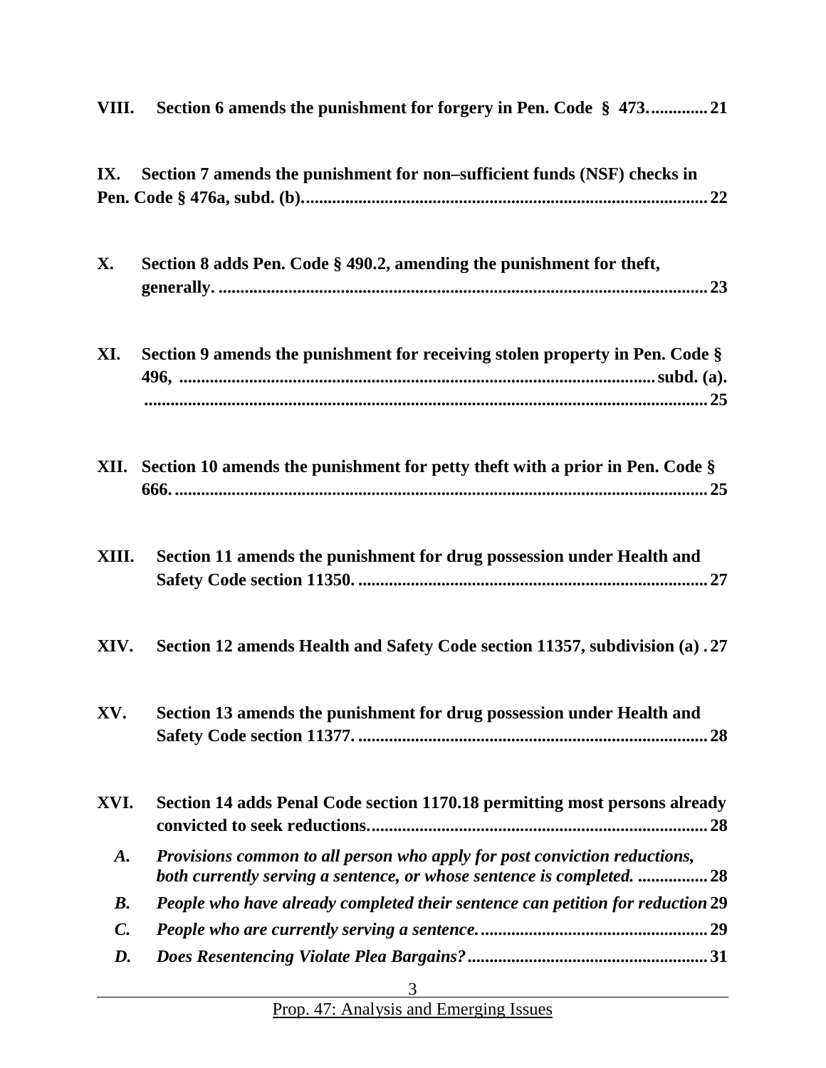**VIII. Section 6 amends the punishment for forgery in Pen. Code § 473. ............ 21**

**IX. Section 7 amends the punishment for non–sufficient funds (NSF) checks in Pen. Code § 476a, subd. (b). ........................................................................................ 22**

**X. Section 8 adds Pen. Code § 490.2, amending the punishment for theft, generally. ............................................................................................................ 23**

**XI. Section 9 amends the punishment for receiving stolen property in Pen. Code § 496, ........................................................................................................ subd. (a). .............................................................................................................................. 25**

**XII. Section 10 amends the punishment for petty theft with a prior in Pen. Code § 666. ...................................................................................................................... 25**

**XIII. Section 11 amends the punishment for drug possession under Health and Safety Code section 11350. ............................................................................... 27**

**XIV. Section 12 amends Health and Safety Code section 11357, subdivision (a) . 27**

**XV. Section 13 amends the punishment for drug possession under Health and Safety Code section 11377. ............................................................................... 28**

**XVI. Section 14 adds Penal Code section 1170.18 permitting most persons already convicted to seek reductions. ........................................................................... 28**

***A. Provisions common to all person who apply for post conviction reductions, both currently serving a sentence, or whose sentence is completed. ............... 28***

***B. People who have already completed their sentence can petition for reduction 29***

***C. People who are currently serving a sentence. .................................................. 29***

***D. Does Resentencing Violate Plea Bargains? ..................................................... 31***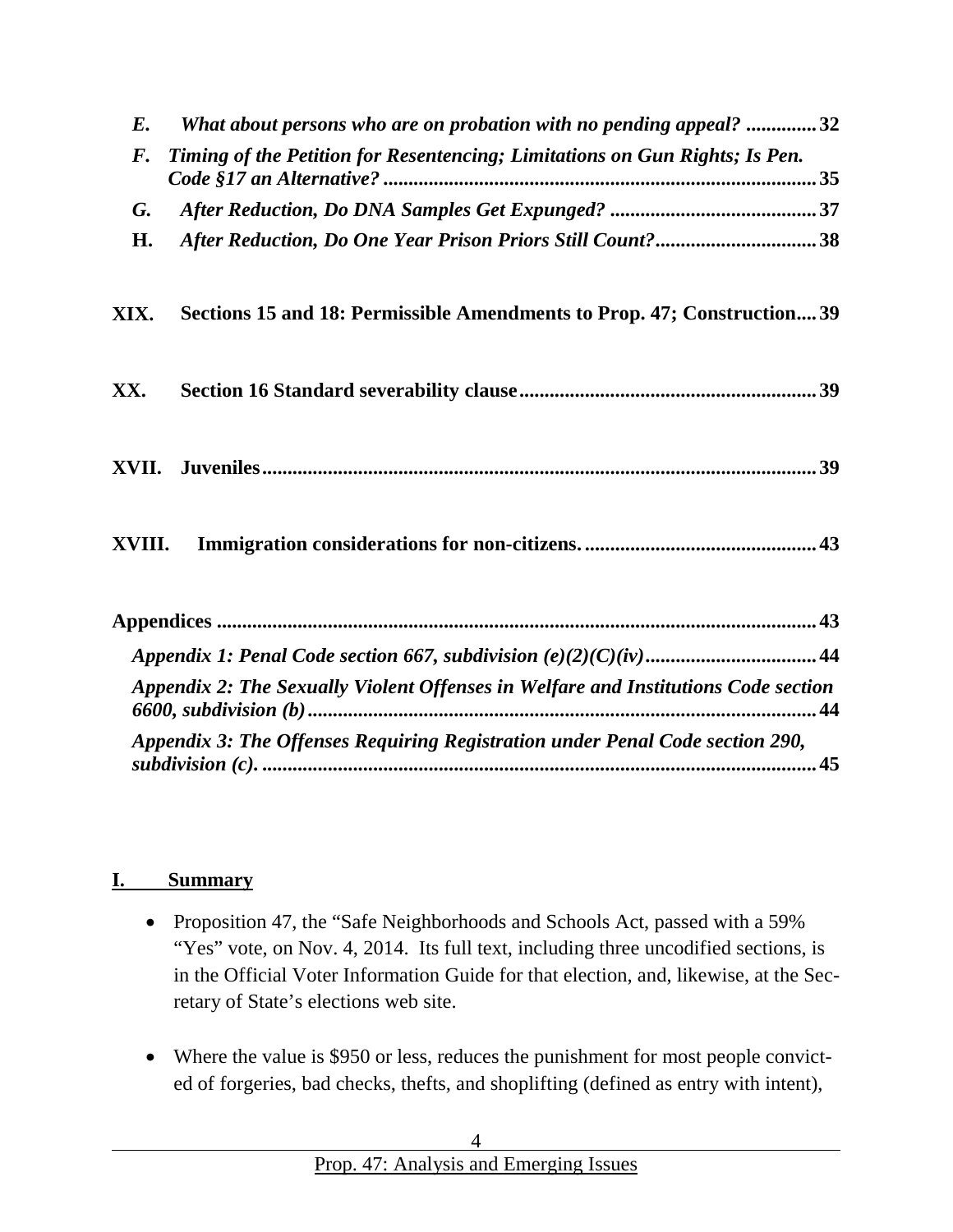*E.* *What about persons who are on probation with no pending appeal?* ............. 32

*F.* *Timing of the Petition for Resentencing; Limitations on Gun Rights; Is Pen. Code §17 an Alternative?* ..................................................................................... 35

*G.* *After Reduction, Do DNA Samples Get Expunged?* ......................................... 37

**H.** *After Reduction, Do One Year Prison Priors Still Count?*................................ 38

**XIX. Sections 15 and 18: Permissible Amendments to Prop. 47; Construction.... 39**

**XX. Section 16 Standard severability clause.......................................................... 39**

**XVII. Juveniles............................................................................................................. 39**

**XVIII. Immigration considerations for non-citizens. ............................................. 43**

**Appendices ..................................................................................................................... 43**

*Appendix 1: Penal Code section 667, subdivision (e)(2)(C)(iv)*................................. 44

*Appendix 2: The Sexually Violent Offenses in Welfare and Institutions Code section 6600, subdivision (b)*................................................................................................... 44

*Appendix 3: The Offenses Requiring Registration under Penal Code section 290, subdivision (c).* ............................................................................................................. 45

## I. Summary

- Proposition 47, the "Safe Neighborhoods and Schools Act, passed with a 59% "Yes" vote, on Nov. 4, 2014. Its full text, including three uncodified sections, is in the Official Voter Information Guide for that election, and, likewise, at the Secretary of State's elections web site.

- Where the value is $950 or less, reduces the punishment for most people convicted of forgeries, bad checks, thefts, and shoplifting (defined as entry with intent),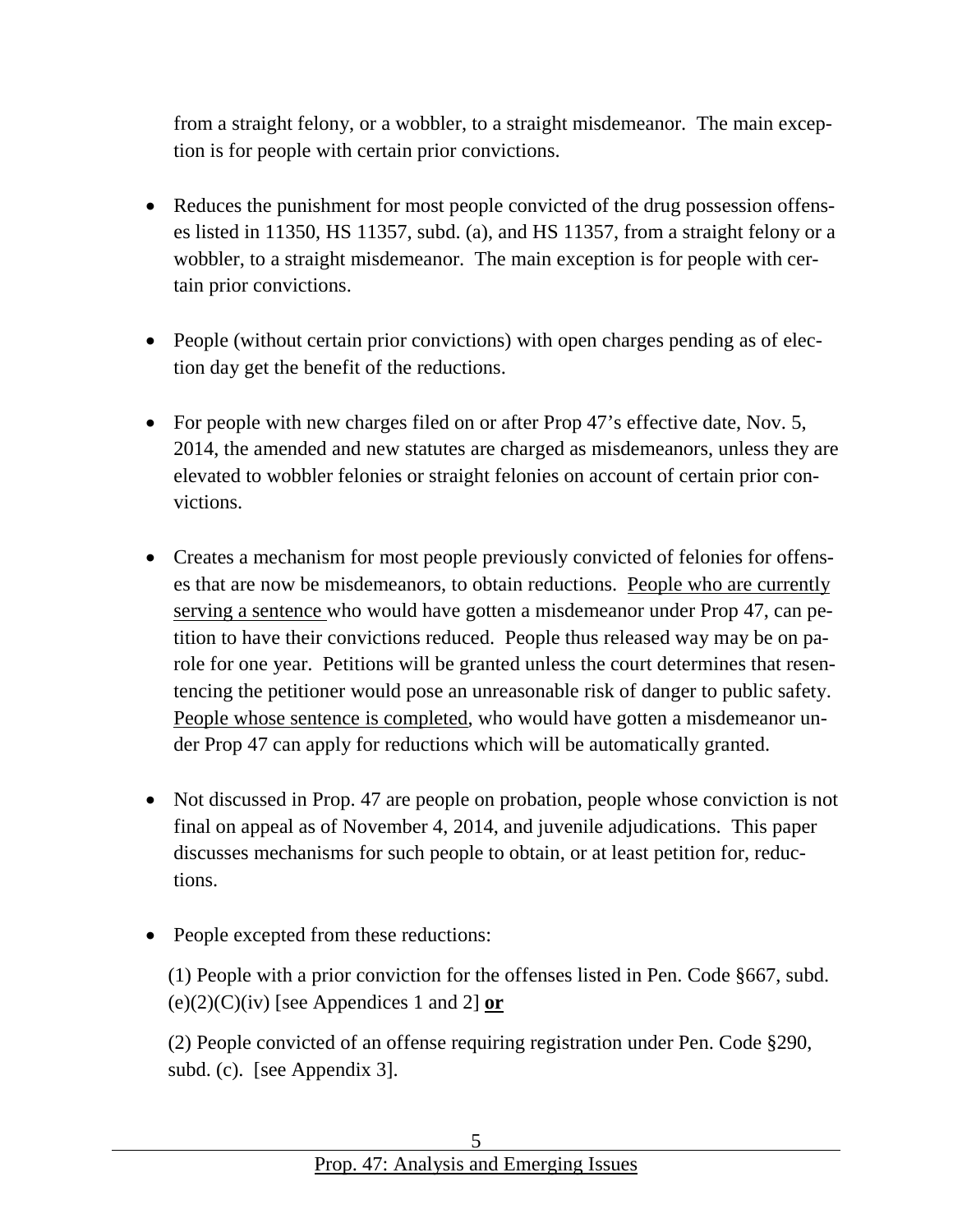from a straight felony, or a wobbler, to a straight misdemeanor. The main exception is for people with certain prior convictions.

- Reduces the punishment for most people convicted of the drug possession offenses listed in 11350, HS 11357, subd. (a), and HS 11357, from a straight felony or a wobbler, to a straight misdemeanor. The main exception is for people with certain prior convictions.

- People (without certain prior convictions) with open charges pending as of election day get the benefit of the reductions.

- For people with new charges filed on or after Prop 47's effective date, Nov. 5, 2014, the amended and new statutes are charged as misdemeanors, unless they are elevated to wobbler felonies or straight felonies on account of certain prior convictions.

- Creates a mechanism for most people previously convicted of felonies for offenses that are now be misdemeanors, to obtain reductions. <u>People who are currently serving a sentence</u> who would have gotten a misdemeanor under Prop 47, can petition to have their convictions reduced. People thus released way may be on parole for one year. Petitions will be granted unless the court determines that resentencing the petitioner would pose an unreasonable risk of danger to public safety. <u>People whose sentence is completed</u>, who would have gotten a misdemeanor under Prop 47 can apply for reductions which will be automatically granted.

- Not discussed in Prop. 47 are people on probation, people whose conviction is not final on appeal as of November 4, 2014, and juvenile adjudications. This paper discusses mechanisms for such people to obtain, or at least petition for, reductions.

- People excepted from these reductions:

  (1) People with a prior conviction for the offenses listed in Pen. Code §667, subd. (e)(2)(C)(iv) [see Appendices 1 and 2] **<u>or</u>**

  (2) People convicted of an offense requiring registration under Pen. Code §290, subd. (c). [see Appendix 3].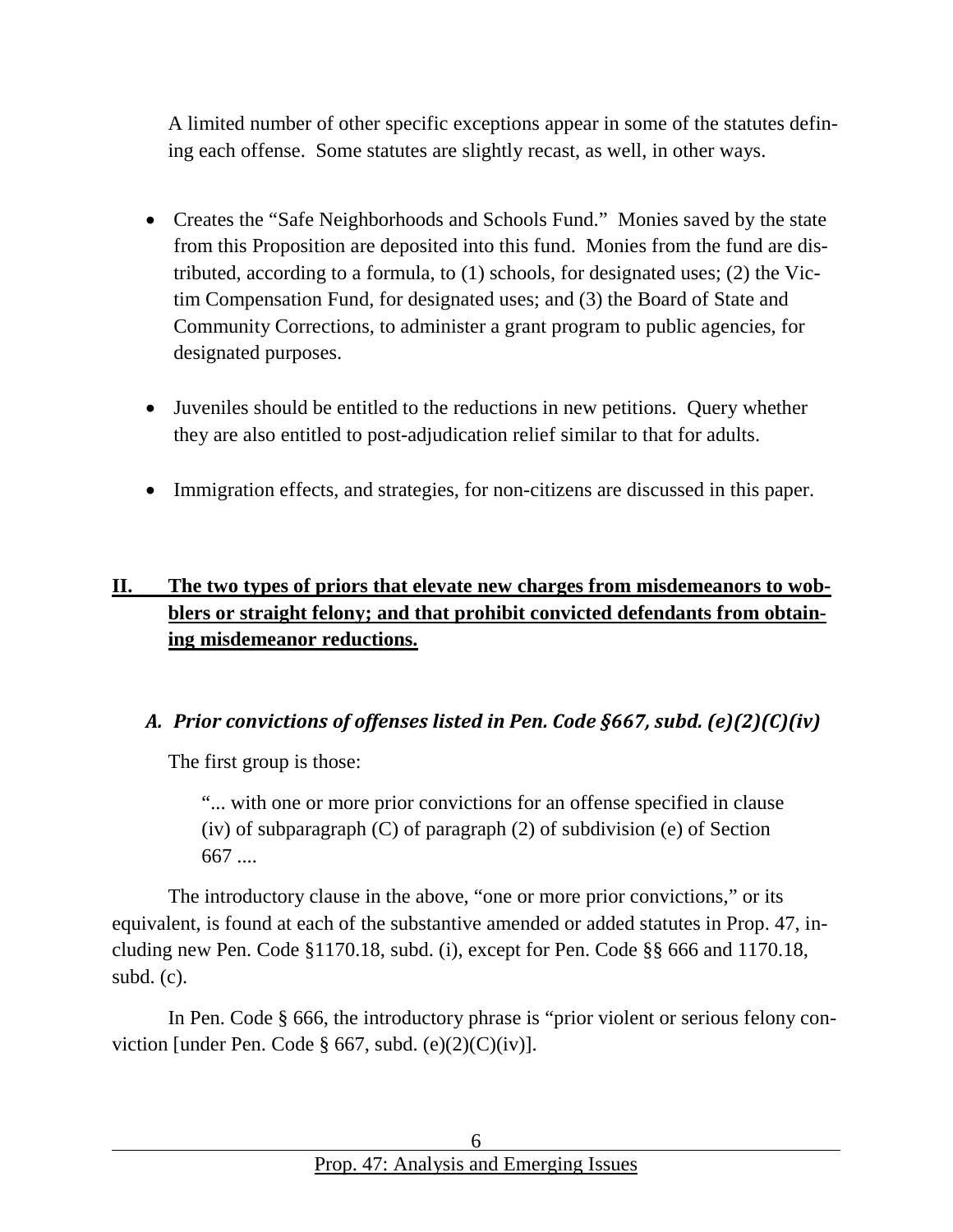A limited number of other specific exceptions appear in some of the statutes defining each offense. Some statutes are slightly recast, as well, in other ways.

- Creates the "Safe Neighborhoods and Schools Fund." Monies saved by the state from this Proposition are deposited into this fund. Monies from the fund are distributed, according to a formula, to (1) schools, for designated uses; (2) the Victim Compensation Fund, for designated uses; and (3) the Board of State and Community Corrections, to administer a grant program to public agencies, for designated purposes.

- Juveniles should be entitled to the reductions in new petitions. Query whether they are also entitled to post-adjudication relief similar to that for adults.

- Immigration effects, and strategies, for non-citizens are discussed in this paper.

## II. **The two types of priors that elevate new charges from misdemeanors to wobblers or straight felony; and that prohibit convicted defendants from obtaining misdemeanor reductions.**

### *A. Prior convictions of offenses listed in Pen. Code §667, subd. (e)(2)(C)(iv)*

The first group is those:

> "... with one or more prior convictions for an offense specified in clause (iv) of subparagraph (C) of paragraph (2) of subdivision (e) of Section 667 ....

The introductory clause in the above, "one or more prior convictions," or its equivalent, is found at each of the substantive amended or added statutes in Prop. 47, including new Pen. Code §1170.18, subd. (i), except for Pen. Code §§ 666 and 1170.18, subd. (c).

In Pen. Code § 666, the introductory phrase is "prior violent or serious felony conviction [under Pen. Code § 667, subd. (e)(2)(C)(iv)].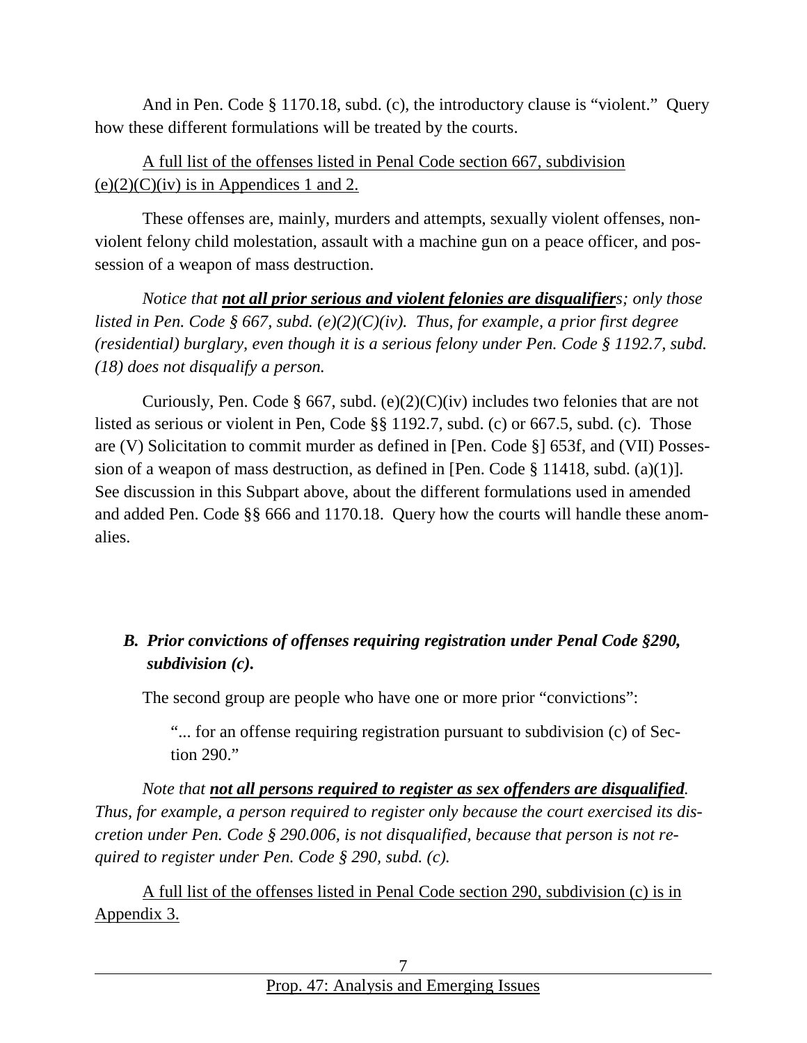And in Pen. Code § 1170.18, subd. (c), the introductory clause is "violent." Query how these different formulations will be treated by the courts.

<u>A full list of the offenses listed in Penal Code section 667, subdivision (e)(2)(C)(iv) is in Appendices 1 and 2.</u>

These offenses are, mainly, murders and attempts, sexually violent offenses, non-violent felony child molestation, assault with a machine gun on a peace officer, and possession of a weapon of mass destruction.

*Notice that **<u>not all prior serious and violent felonies are disqualifier</u>**s; only those listed in Pen. Code § 667, subd. (e)(2)(C)(iv). Thus, for example, a prior first degree (residential) burglary, even though it is a serious felony under Pen. Code § 1192.7, subd. (18) does not disqualify a person.*

Curiously, Pen. Code § 667, subd. (e)(2)(C)(iv) includes two felonies that are not listed as serious or violent in Pen, Code §§ 1192.7, subd. (c) or 667.5, subd. (c). Those are (V) Solicitation to commit murder as defined in [Pen. Code §] 653f, and (VII) Possession of a weapon of mass destruction, as defined in [Pen. Code § 11418, subd. (a)(1)]. See discussion in this Subpart above, about the different formulations used in amended and added Pen. Code §§ 666 and 1170.18. Query how the courts will handle these anomalies.

### *B. Prior convictions of offenses requiring registration under Penal Code §290, subdivision (c).*

The second group are people who have one or more prior "convictions":

> "... for an offense requiring registration pursuant to subdivision (c) of Section 290."

*Note that **<u>not all persons required to register as sex offenders are disqualified</u>**. Thus, for example, a person required to register only because the court exercised its discretion under Pen. Code § 290.006, is not disqualified, because that person is not required to register under Pen. Code § 290, subd. (c).*

<u>A full list of the offenses listed in Penal Code section 290, subdivision (c) is in Appendix 3.</u>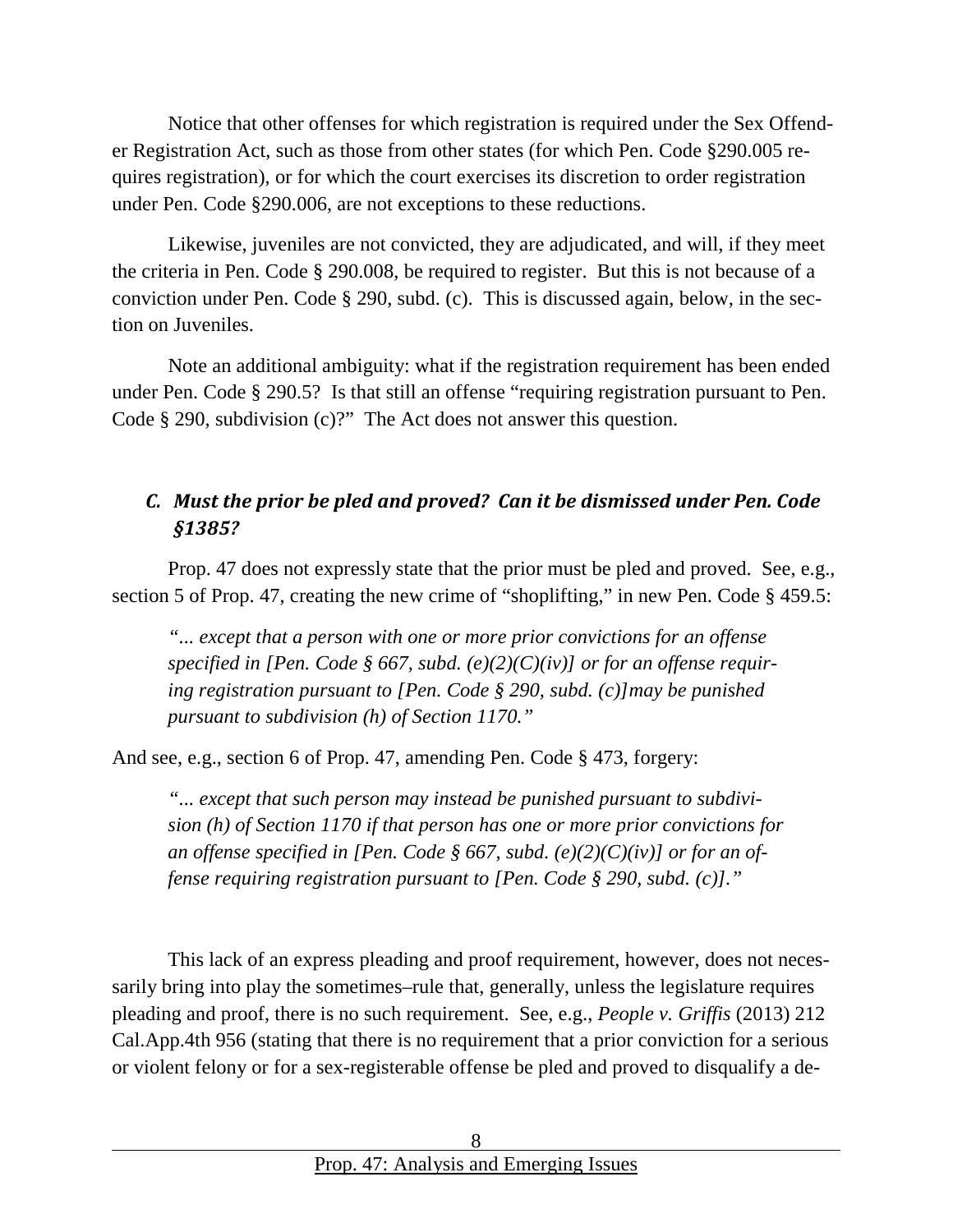Notice that other offenses for which registration is required under the Sex Offender Registration Act, such as those from other states (for which Pen. Code §290.005 requires registration), or for which the court exercises its discretion to order registration under Pen. Code §290.006, are not exceptions to these reductions.

Likewise, juveniles are not convicted, they are adjudicated, and will, if they meet the criteria in Pen. Code § 290.008, be required to register. But this is not because of a conviction under Pen. Code § 290, subd. (c). This is discussed again, below, in the section on Juveniles.

Note an additional ambiguity: what if the registration requirement has been ended under Pen. Code § 290.5? Is that still an offense "requiring registration pursuant to Pen. Code § 290, subdivision (c)?" The Act does not answer this question.

### *C. Must the prior be pled and proved? Can it be dismissed under Pen. Code §1385?*

Prop. 47 does not expressly state that the prior must be pled and proved. See, e.g., section 5 of Prop. 47, creating the new crime of "shoplifting," in new Pen. Code § 459.5:

> *"... except that a person with one or more prior convictions for an offense specified in [Pen. Code § 667, subd. (e)(2)(C)(iv)] or for an offense requiring registration pursuant to [Pen. Code § 290, subd. (c)]may be punished pursuant to subdivision (h) of Section 1170."*

And see, e.g., section 6 of Prop. 47, amending Pen. Code § 473, forgery:

> *"... except that such person may instead be punished pursuant to subdivision (h) of Section 1170 if that person has one or more prior convictions for an offense specified in [Pen. Code § 667, subd. (e)(2)(C)(iv)] or for an offense requiring registration pursuant to [Pen. Code § 290, subd. (c)]."*

This lack of an express pleading and proof requirement, however, does not necessarily bring into play the sometimes–rule that, generally, unless the legislature requires pleading and proof, there is no such requirement. See, e.g., *People v. Griffis* (2013) 212 Cal.App.4th 956 (stating that there is no requirement that a prior conviction for a serious or violent felony or for a sex-registerable offense be pled and proved to disqualify a de-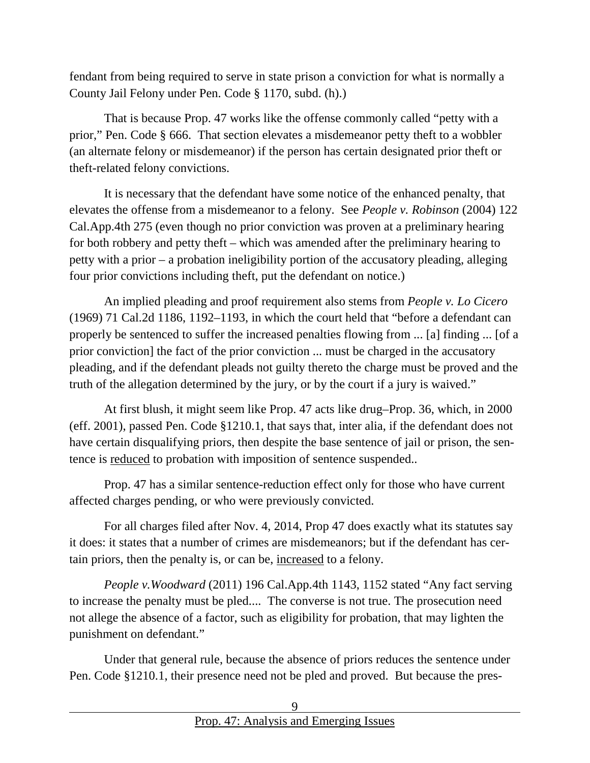fendant from being required to serve in state prison a conviction for what is normally a County Jail Felony under Pen. Code § 1170, subd. (h).)

That is because Prop. 47 works like the offense commonly called "petty with a prior," Pen. Code § 666. That section elevates a misdemeanor petty theft to a wobbler (an alternate felony or misdemeanor) if the person has certain designated prior theft or theft-related felony convictions.

It is necessary that the defendant have some notice of the enhanced penalty, that elevates the offense from a misdemeanor to a felony. See *People v. Robinson* (2004) 122 Cal.App.4th 275 (even though no prior conviction was proven at a preliminary hearing for both robbery and petty theft – which was amended after the preliminary hearing to petty with a prior – a probation ineligibility portion of the accusatory pleading, alleging four prior convictions including theft, put the defendant on notice.)

An implied pleading and proof requirement also stems from *People v. Lo Cicero* (1969) 71 Cal.2d 1186, 1192–1193, in which the court held that "before a defendant can properly be sentenced to suffer the increased penalties flowing from ... [a] finding ... [of a prior conviction] the fact of the prior conviction ... must be charged in the accusatory pleading, and if the defendant pleads not guilty thereto the charge must be proved and the truth of the allegation determined by the jury, or by the court if a jury is waived."

At first blush, it might seem like Prop. 47 acts like drug–Prop. 36, which, in 2000 (eff. 2001), passed Pen. Code §1210.1, that says that, inter alia, if the defendant does not have certain disqualifying priors, then despite the base sentence of jail or prison, the sentence is <u>reduced</u> to probation with imposition of sentence suspended..

Prop. 47 has a similar sentence-reduction effect only for those who have current affected charges pending, or who were previously convicted.

For all charges filed after Nov. 4, 2014, Prop 47 does exactly what its statutes say it does: it states that a number of crimes are misdemeanors; but if the defendant has certain priors, then the penalty is, or can be, <u>increased</u> to a felony.

*People v.Woodward* (2011) 196 Cal.App.4th 1143, 1152 stated "Any fact serving to increase the penalty must be pled.... The converse is not true. The prosecution need not allege the absence of a factor, such as eligibility for probation, that may lighten the punishment on defendant."

Under that general rule, because the absence of priors reduces the sentence under Pen. Code §1210.1, their presence need not be pled and proved. But because the pres-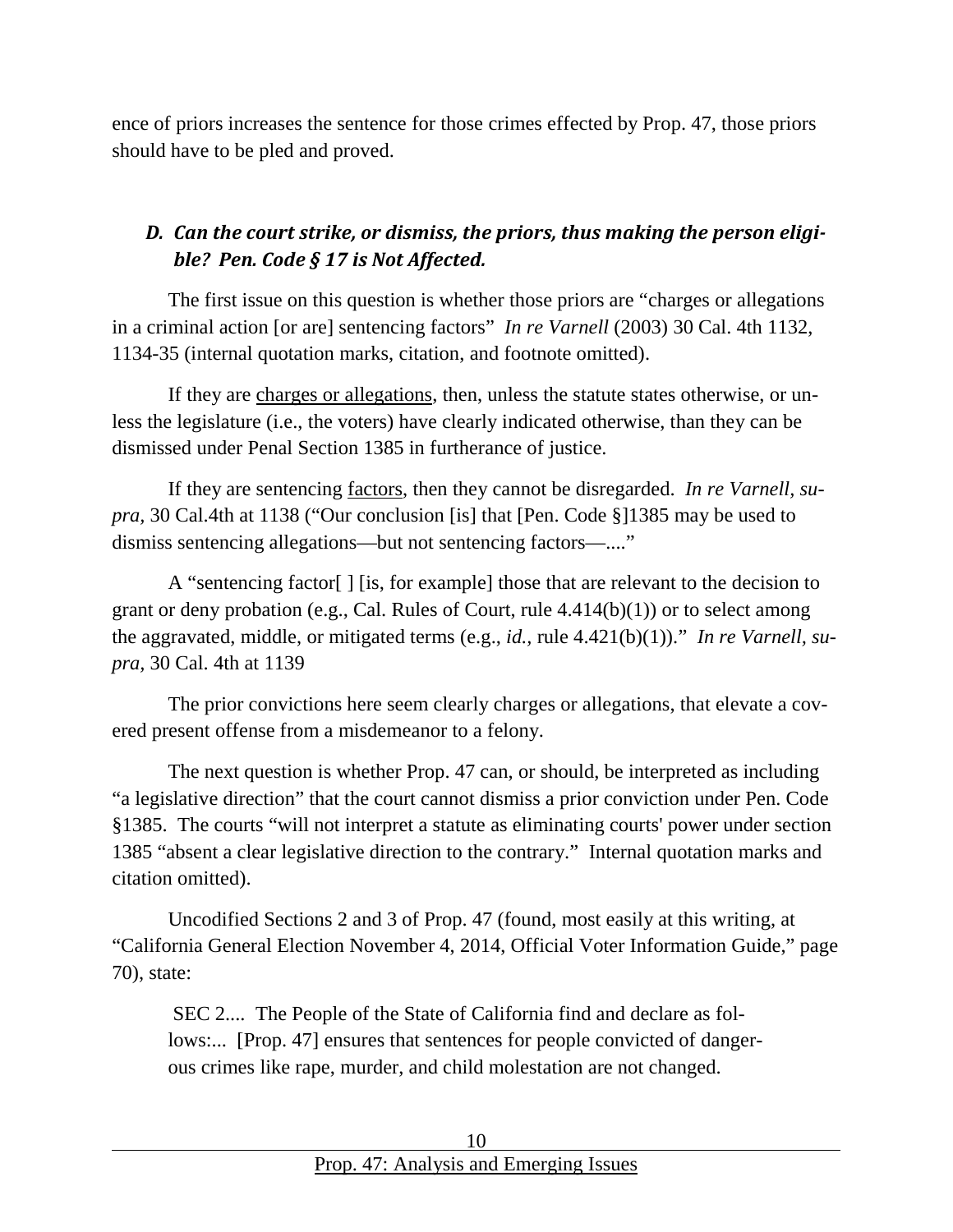ence of priors increases the sentence for those crimes effected by Prop. 47, those priors should have to be pled and proved.

### *D. Can the court strike, or dismiss, the priors, thus making the person eligible? Pen. Code § 17 is Not Affected.*

The first issue on this question is whether those priors are "charges or allegations in a criminal action [or are] sentencing factors" *In re Varnell* (2003) 30 Cal. 4th 1132, 1134-35 (internal quotation marks, citation, and footnote omitted).

If they are charges or allegations, then, unless the statute states otherwise, or unless the legislature (i.e., the voters) have clearly indicated otherwise, than they can be dismissed under Penal Section 1385 in furtherance of justice.

If they are sentencing factors, then they cannot be disregarded. *In re Varnell, supra*, 30 Cal.4th at 1138 ("Our conclusion [is] that [Pen. Code §]1385 may be used to dismiss sentencing allegations—but not sentencing factors—...."

A "sentencing factor[ ] [is, for example] those that are relevant to the decision to grant or deny probation (e.g., Cal. Rules of Court, rule 4.414(b)(1)) or to select among the aggravated, middle, or mitigated terms (e.g., *id.*, rule 4.421(b)(1))." *In re Varnell, supra*, 30 Cal. 4th at 1139

The prior convictions here seem clearly charges or allegations, that elevate a covered present offense from a misdemeanor to a felony.

The next question is whether Prop. 47 can, or should, be interpreted as including "a legislative direction" that the court cannot dismiss a prior conviction under Pen. Code §1385. The courts "will not interpret a statute as eliminating courts' power under section 1385 "absent a clear legislative direction to the contrary." Internal quotation marks and citation omitted).

Uncodified Sections 2 and 3 of Prop. 47 (found, most easily at this writing, at "California General Election November 4, 2014, Official Voter Information Guide," page 70), state:

> SEC 2.... The People of the State of California find and declare as follows:... [Prop. 47] ensures that sentences for people convicted of dangerous crimes like rape, murder, and child molestation are not changed.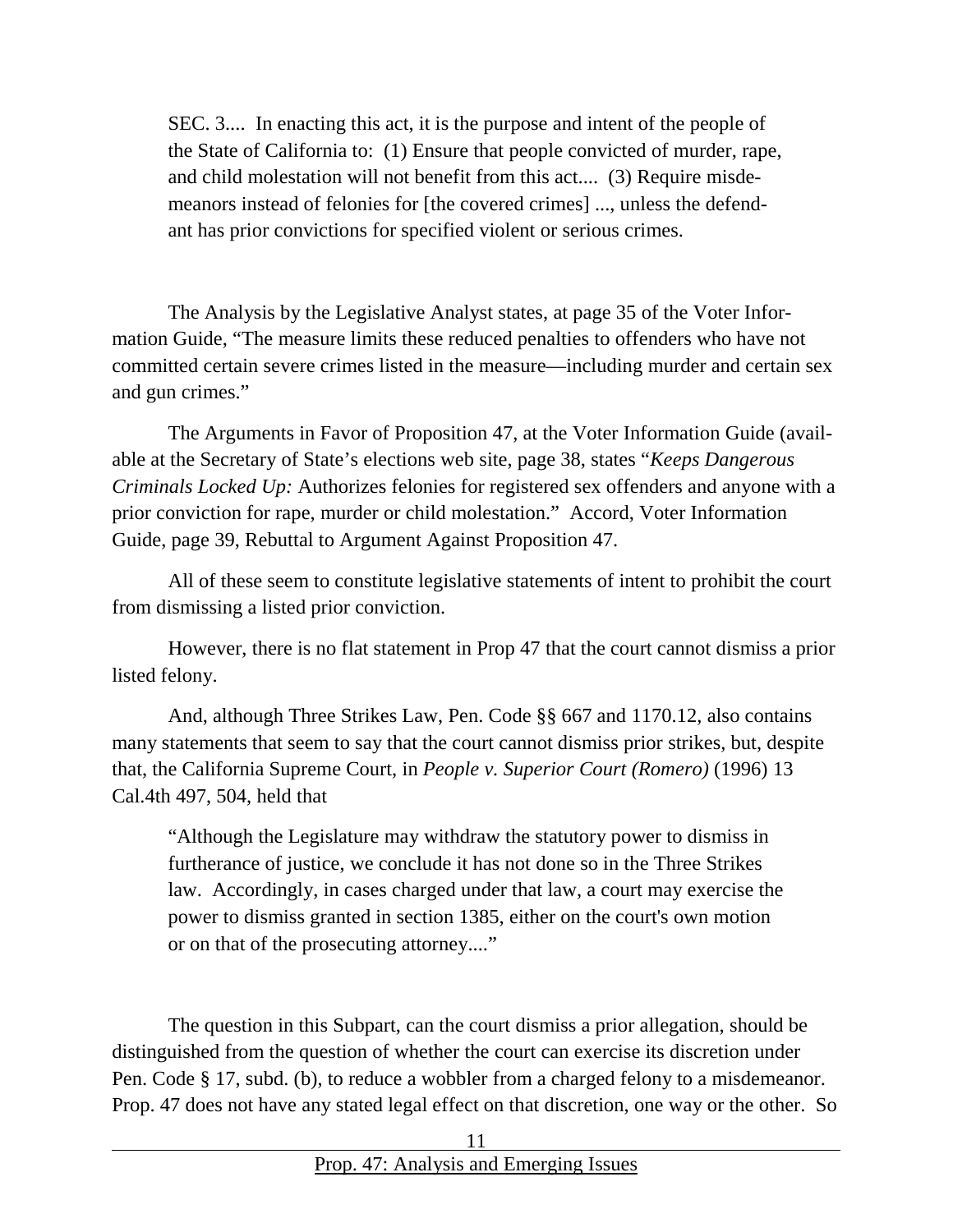> SEC. 3.... In enacting this act, it is the purpose and intent of the people of the State of California to: (1) Ensure that people convicted of murder, rape, and child molestation will not benefit from this act.... (3) Require misdemeanors instead of felonies for [the covered crimes] ..., unless the defendant has prior convictions for specified violent or serious crimes.

The Analysis by the Legislative Analyst states, at page 35 of the Voter Information Guide, "The measure limits these reduced penalties to offenders who have not committed certain severe crimes listed in the measure—including murder and certain sex and gun crimes."

The Arguments in Favor of Proposition 47, at the Voter Information Guide (available at the Secretary of State's elections web site, page 38, states "*Keeps Dangerous Criminals Locked Up:* Authorizes felonies for registered sex offenders and anyone with a prior conviction for rape, murder or child molestation." Accord, Voter Information Guide, page 39, Rebuttal to Argument Against Proposition 47.

All of these seem to constitute legislative statements of intent to prohibit the court from dismissing a listed prior conviction.

However, there is no flat statement in Prop 47 that the court cannot dismiss a prior listed felony.

And, although Three Strikes Law, Pen. Code §§ 667 and 1170.12, also contains many statements that seem to say that the court cannot dismiss prior strikes, but, despite that, the California Supreme Court, in *People v. Superior Court (Romero)* (1996) 13 Cal.4th 497, 504, held that

> "Although the Legislature may withdraw the statutory power to dismiss in furtherance of justice, we conclude it has not done so in the Three Strikes law. Accordingly, in cases charged under that law, a court may exercise the power to dismiss granted in section 1385, either on the court's own motion or on that of the prosecuting attorney...."

The question in this Subpart, can the court dismiss a prior allegation, should be distinguished from the question of whether the court can exercise its discretion under Pen. Code § 17, subd. (b), to reduce a wobbler from a charged felony to a misdemeanor. Prop. 47 does not have any stated legal effect on that discretion, one way or the other. So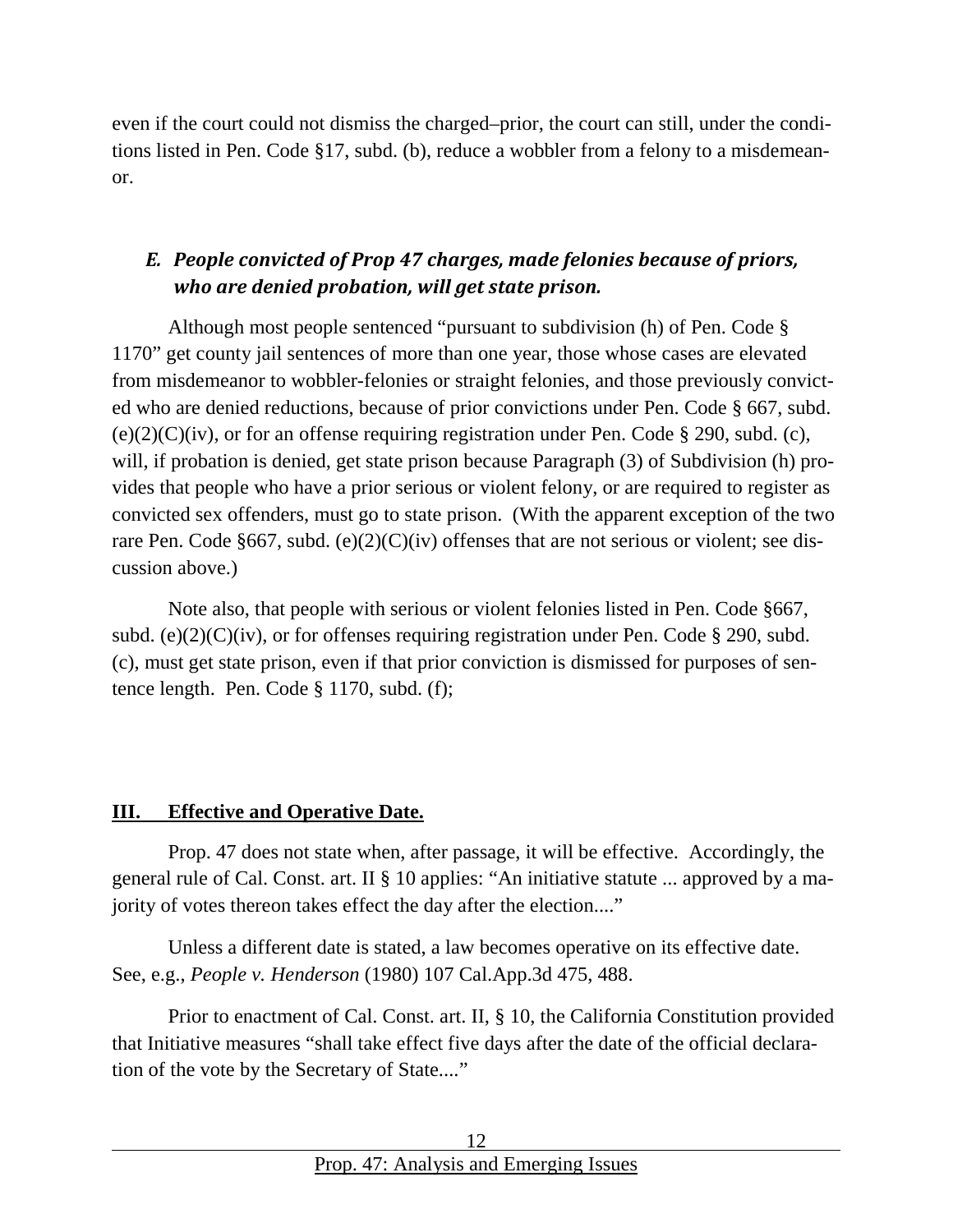even if the court could not dismiss the charged–prior, the court can still, under the conditions listed in Pen. Code §17, subd. (b), reduce a wobbler from a felony to a misdemeanor.

### *E. People convicted of Prop 47 charges, made felonies because of priors, who are denied probation, will get state prison.*

Although most people sentenced "pursuant to subdivision (h) of Pen. Code § 1170" get county jail sentences of more than one year, those whose cases are elevated from misdemeanor to wobbler-felonies or straight felonies, and those previously convicted who are denied reductions, because of prior convictions under Pen. Code § 667, subd. (e)(2)(C)(iv), or for an offense requiring registration under Pen. Code § 290, subd. (c), will, if probation is denied, get state prison because Paragraph (3) of Subdivision (h) provides that people who have a prior serious or violent felony, or are required to register as convicted sex offenders, must go to state prison. (With the apparent exception of the two rare Pen. Code §667, subd. (e)(2)(C)(iv) offenses that are not serious or violent; see discussion above.)

Note also, that people with serious or violent felonies listed in Pen. Code §667, subd. (e)(2)(C)(iv), or for offenses requiring registration under Pen. Code § 290, subd. (c), must get state prison, even if that prior conviction is dismissed for purposes of sentence length. Pen. Code § 1170, subd. (f);

## **III. Effective and Operative Date.**

Prop. 47 does not state when, after passage, it will be effective. Accordingly, the general rule of Cal. Const. art. II § 10 applies: "An initiative statute ... approved by a majority of votes thereon takes effect the day after the election...."

Unless a different date is stated, a law becomes operative on its effective date. See, e.g., *People v. Henderson* (1980) 107 Cal.App.3d 475, 488.

Prior to enactment of Cal. Const. art. II, § 10, the California Constitution provided that Initiative measures "shall take effect five days after the date of the official declaration of the vote by the Secretary of State...."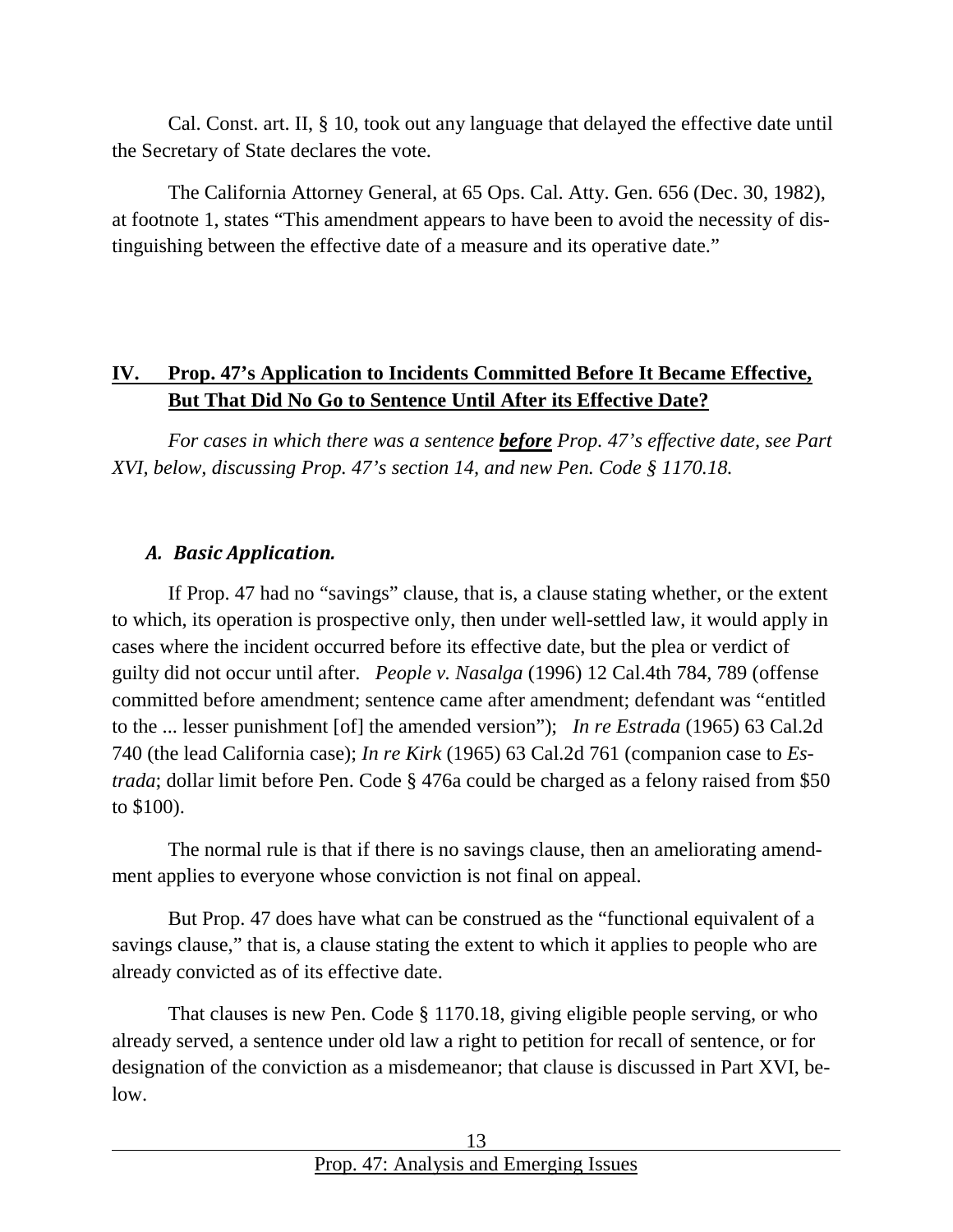Cal. Const. art. II, § 10, took out any language that delayed the effective date until the Secretary of State declares the vote.

The California Attorney General, at 65 Ops. Cal. Atty. Gen. 656 (Dec. 30, 1982), at footnote 1, states "This amendment appears to have been to avoid the necessity of distinguishing between the effective date of a measure and its operative date."

## IV. Prop. 47's Application to Incidents Committed Before It Became Effective, But That Did No Go to Sentence Until After its Effective Date?

*For cases in which there was a sentence **before** Prop. 47's effective date, see Part XVI, below, discussing Prop. 47's section 14, and new Pen. Code § 1170.18.*

### *A. Basic Application.*

If Prop. 47 had no "savings" clause, that is, a clause stating whether, or the extent to which, its operation is prospective only, then under well-settled law, it would apply in cases where the incident occurred before its effective date, but the plea or verdict of guilty did not occur until after. *People v. Nasalga* (1996) 12 Cal.4th 784, 789 (offense committed before amendment; sentence came after amendment; defendant was "entitled to the ... lesser punishment [of] the amended version"); *In re Estrada* (1965) 63 Cal.2d 740 (the lead California case); *In re Kirk* (1965) 63 Cal.2d 761 (companion case to *Estrada*; dollar limit before Pen. Code § 476a could be charged as a felony raised from $50 to $100).

The normal rule is that if there is no savings clause, then an ameliorating amendment applies to everyone whose conviction is not final on appeal.

But Prop. 47 does have what can be construed as the "functional equivalent of a savings clause," that is, a clause stating the extent to which it applies to people who are already convicted as of its effective date.

That clauses is new Pen. Code § 1170.18, giving eligible people serving, or who already served, a sentence under old law a right to petition for recall of sentence, or for designation of the conviction as a misdemeanor; that clause is discussed in Part XVI, below.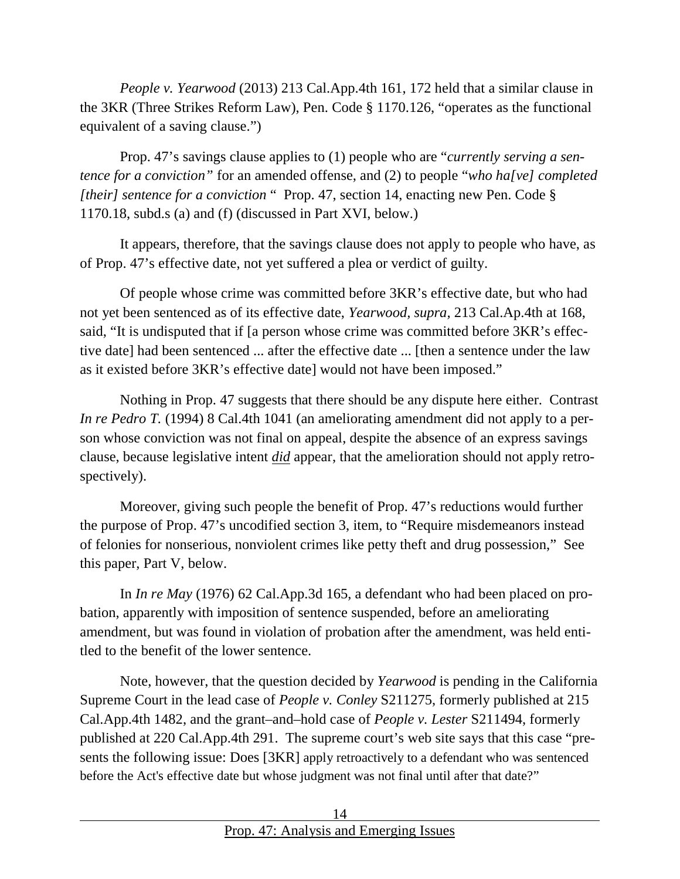*People v. Yearwood* (2013) 213 Cal.App.4th 161, 172 held that a similar clause in the 3KR (Three Strikes Reform Law), Pen. Code § 1170.126, "operates as the functional equivalent of a saving clause.")

Prop. 47's savings clause applies to (1) people who are "*currently serving a sentence for a conviction"* for an amended offense, and (2) to people "*who ha[ve] completed [their] sentence for a conviction* " Prop. 47, section 14, enacting new Pen. Code § 1170.18, subd.s (a) and (f) (discussed in Part XVI, below.)

It appears, therefore, that the savings clause does not apply to people who have, as of Prop. 47's effective date, not yet suffered a plea or verdict of guilty.

Of people whose crime was committed before 3KR's effective date, but who had not yet been sentenced as of its effective date, *Yearwood, supra,* 213 Cal.Ap.4th at 168, said, "It is undisputed that if [a person whose crime was committed before 3KR's effective date] had been sentenced ... after the effective date ... [then a sentence under the law as it existed before 3KR's effective date] would not have been imposed."

Nothing in Prop. 47 suggests that there should be any dispute here either. Contrast *In re Pedro T.* (1994) 8 Cal.4th 1041 (an ameliorating amendment did not apply to a person whose conviction was not final on appeal, despite the absence of an express savings clause, because legislative intent ***did*** appear, that the amelioration should not apply retrospectively).

Moreover, giving such people the benefit of Prop. 47's reductions would further the purpose of Prop. 47's uncodified section 3, item, to "Require misdemeanors instead of felonies for nonserious, nonviolent crimes like petty theft and drug possession," See this paper, Part V, below.

In *In re May* (1976) 62 Cal.App.3d 165, a defendant who had been placed on probation, apparently with imposition of sentence suspended, before an ameliorating amendment, but was found in violation of probation after the amendment, was held entitled to the benefit of the lower sentence.

Note, however, that the question decided by *Yearwood* is pending in the California Supreme Court in the lead case of *People v. Conley* S211275, formerly published at 215 Cal.App.4th 1482, and the grant–and–hold case of *People v. Lester* S211494, formerly published at 220 Cal.App.4th 291. The supreme court's web site says that this case "presents the following issue: Does [3KR] apply retroactively to a defendant who was sentenced before the Act's effective date but whose judgment was not final until after that date?"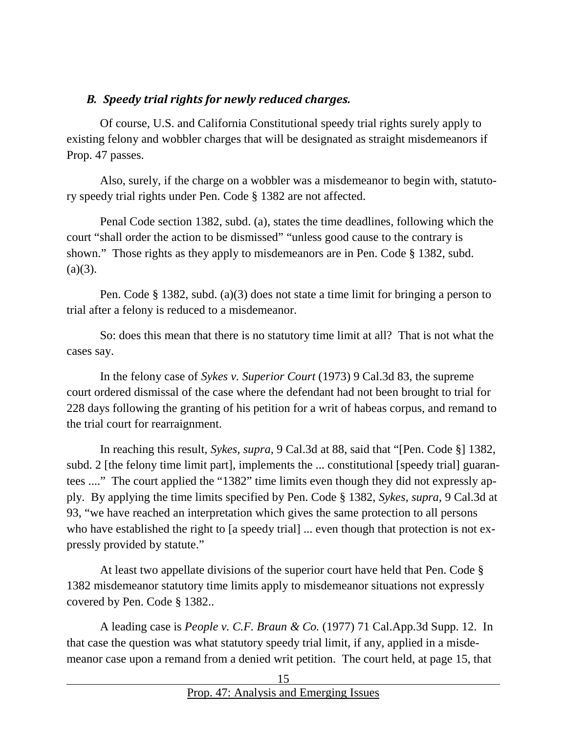### *B. Speedy trial rights for newly reduced charges.*

Of course, U.S. and California Constitutional speedy trial rights surely apply to existing felony and wobbler charges that will be designated as straight misdemeanors if Prop. 47 passes.

Also, surely, if the charge on a wobbler was a misdemeanor to begin with, statutory speedy trial rights under Pen. Code § 1382 are not affected.

Penal Code section 1382, subd. (a), states the time deadlines, following which the court "shall order the action to be dismissed" "unless good cause to the contrary is shown." Those rights as they apply to misdemeanors are in Pen. Code § 1382, subd. (a)(3).

Pen. Code § 1382, subd. (a)(3) does not state a time limit for bringing a person to trial after a felony is reduced to a misdemeanor.

So: does this mean that there is no statutory time limit at all? That is not what the cases say.

In the felony case of *Sykes v. Superior Court* (1973) 9 Cal.3d 83, the supreme court ordered dismissal of the case where the defendant had not been brought to trial for 228 days following the granting of his petition for a writ of habeas corpus, and remand to the trial court for rearraignment.

In reaching this result, *Sykes, supra*, 9 Cal.3d at 88, said that "[Pen. Code §] 1382, subd. 2 [the felony time limit part], implements the ... constitutional [speedy trial] guarantees ...." The court applied the "1382" time limits even though they did not expressly apply. By applying the time limits specified by Pen. Code § 1382, *Sykes*, *supra*, 9 Cal.3d at 93, "we have reached an interpretation which gives the same protection to all persons who have established the right to [a speedy trial] ... even though that protection is not expressly provided by statute."

At least two appellate divisions of the superior court have held that Pen. Code § 1382 misdemeanor statutory time limits apply to misdemeanor situations not expressly covered by Pen. Code § 1382..

A leading case is *People v. C.F. Braun & Co.* (1977) 71 Cal.App.3d Supp. 12. In that case the question was what statutory speedy trial limit, if any, applied in a misdemeanor case upon a remand from a denied writ petition. The court held, at page 15, that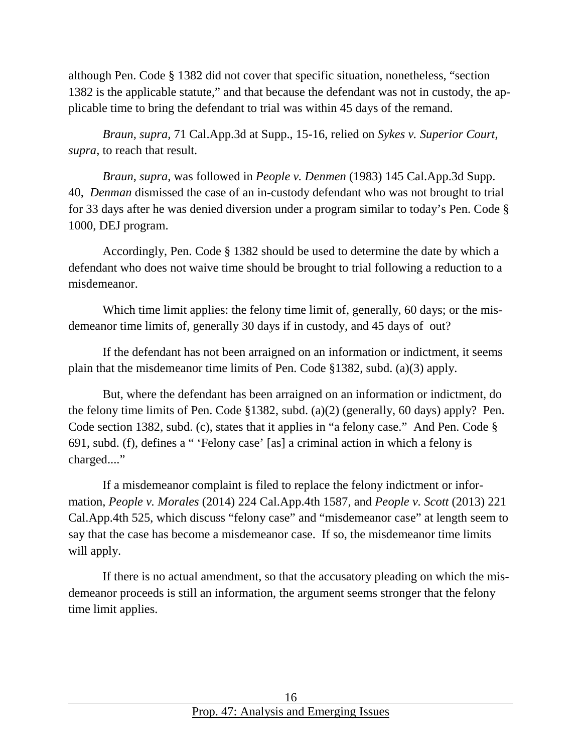although Pen. Code § 1382 did not cover that specific situation, nonetheless, "section 1382 is the applicable statute," and that because the defendant was not in custody, the applicable time to bring the defendant to trial was within 45 days of the remand.

*Braun*, *supra*, 71 Cal.App.3d at Supp., 15-16, relied on *Sykes v. Superior Court, supra*, to reach that result.

*Braun*, *supra*, was followed in *People v. Denmen* (1983) 145 Cal.App.3d Supp. 40, *Denman* dismissed the case of an in-custody defendant who was not brought to trial for 33 days after he was denied diversion under a program similar to today's Pen. Code § 1000, DEJ program.

Accordingly, Pen. Code § 1382 should be used to determine the date by which a defendant who does not waive time should be brought to trial following a reduction to a misdemeanor.

Which time limit applies: the felony time limit of, generally, 60 days; or the misdemeanor time limits of, generally 30 days if in custody, and 45 days of out?

If the defendant has not been arraigned on an information or indictment, it seems plain that the misdemeanor time limits of Pen. Code §1382, subd. (a)(3) apply.

But, where the defendant has been arraigned on an information or indictment, do the felony time limits of Pen. Code §1382, subd. (a)(2) (generally, 60 days) apply? Pen. Code section 1382, subd. (c), states that it applies in "a felony case." And Pen. Code § 691, subd. (f), defines a " 'Felony case' [as] a criminal action in which a felony is charged...."

If a misdemeanor complaint is filed to replace the felony indictment or information, *People v. Morales* (2014) 224 Cal.App.4th 1587, and *People v. Scott* (2013) 221 Cal.App.4th 525, which discuss "felony case" and "misdemeanor case" at length seem to say that the case has become a misdemeanor case. If so, the misdemeanor time limits will apply.

If there is no actual amendment, so that the accusatory pleading on which the misdemeanor proceeds is still an information, the argument seems stronger that the felony time limit applies.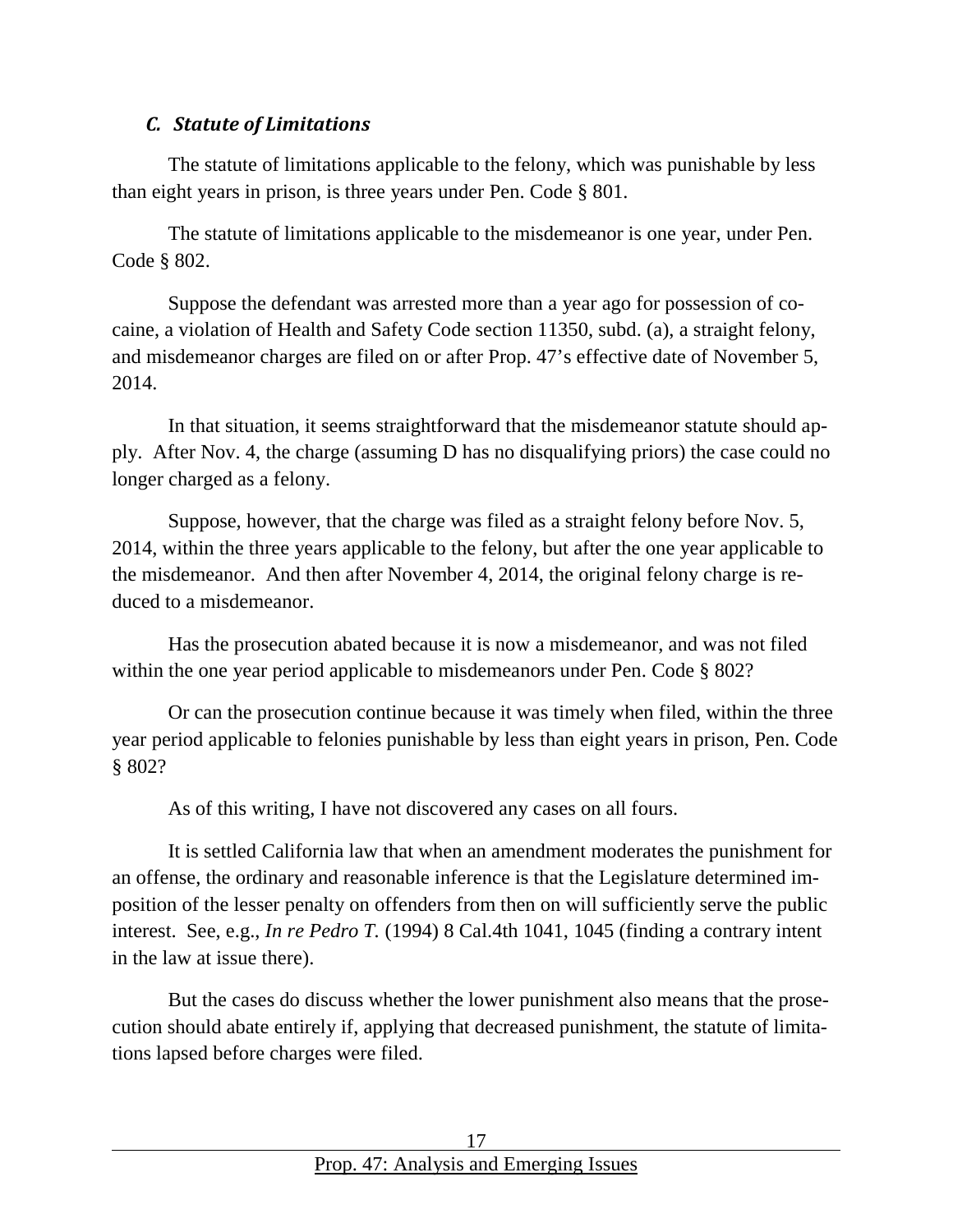### *C. Statute of Limitations*

The statute of limitations applicable to the felony, which was punishable by less than eight years in prison, is three years under Pen. Code § 801.

The statute of limitations applicable to the misdemeanor is one year, under Pen. Code § 802.

Suppose the defendant was arrested more than a year ago for possession of cocaine, a violation of Health and Safety Code section 11350, subd. (a), a straight felony, and misdemeanor charges are filed on or after Prop. 47's effective date of November 5, 2014.

In that situation, it seems straightforward that the misdemeanor statute should apply. After Nov. 4, the charge (assuming D has no disqualifying priors) the case could no longer charged as a felony.

Suppose, however, that the charge was filed as a straight felony before Nov. 5, 2014, within the three years applicable to the felony, but after the one year applicable to the misdemeanor. And then after November 4, 2014, the original felony charge is reduced to a misdemeanor.

Has the prosecution abated because it is now a misdemeanor, and was not filed within the one year period applicable to misdemeanors under Pen. Code § 802?

Or can the prosecution continue because it was timely when filed, within the three year period applicable to felonies punishable by less than eight years in prison, Pen. Code § 802?

As of this writing, I have not discovered any cases on all fours.

It is settled California law that when an amendment moderates the punishment for an offense, the ordinary and reasonable inference is that the Legislature determined imposition of the lesser penalty on offenders from then on will sufficiently serve the public interest. See, e.g., *In re Pedro T.* (1994) 8 Cal.4th 1041, 1045 (finding a contrary intent in the law at issue there).

But the cases do discuss whether the lower punishment also means that the prosecution should abate entirely if, applying that decreased punishment, the statute of limitations lapsed before charges were filed.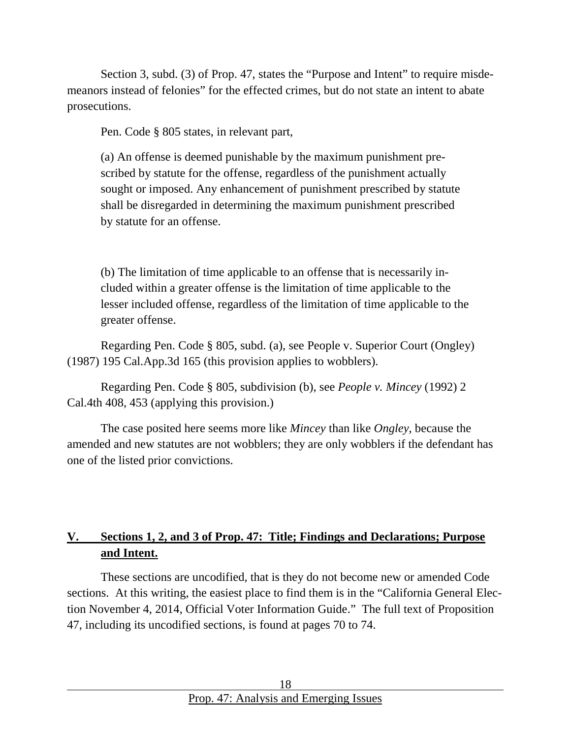Section 3, subd. (3) of Prop. 47, states the "Purpose and Intent" to require misdemeanors instead of felonies" for the effected crimes, but do not state an intent to abate prosecutions.

Pen. Code § 805 states, in relevant part,

> (a) An offense is deemed punishable by the maximum punishment prescribed by statute for the offense, regardless of the punishment actually sought or imposed. Any enhancement of punishment prescribed by statute shall be disregarded in determining the maximum punishment prescribed by statute for an offense.
>
> (b) The limitation of time applicable to an offense that is necessarily included within a greater offense is the limitation of time applicable to the lesser included offense, regardless of the limitation of time applicable to the greater offense.

Regarding Pen. Code § 805, subd. (a), see People v. Superior Court (Ongley) (1987) 195 Cal.App.3d 165 (this provision applies to wobblers).

Regarding Pen. Code § 805, subdivision (b), see *People v. Mincey* (1992) 2 Cal.4th 408, 453 (applying this provision.)

The case posited here seems more like *Mincey* than like *Ongley*, because the amended and new statutes are not wobblers; they are only wobblers if the defendant has one of the listed prior convictions.

## V. Sections 1, 2, and 3 of Prop. 47: Title; Findings and Declarations; Purpose and Intent.

These sections are uncodified, that is they do not become new or amended Code sections. At this writing, the easiest place to find them is in the "California General Election November 4, 2014, Official Voter Information Guide." The full text of Proposition 47, including its uncodified sections, is found at pages 70 to 74.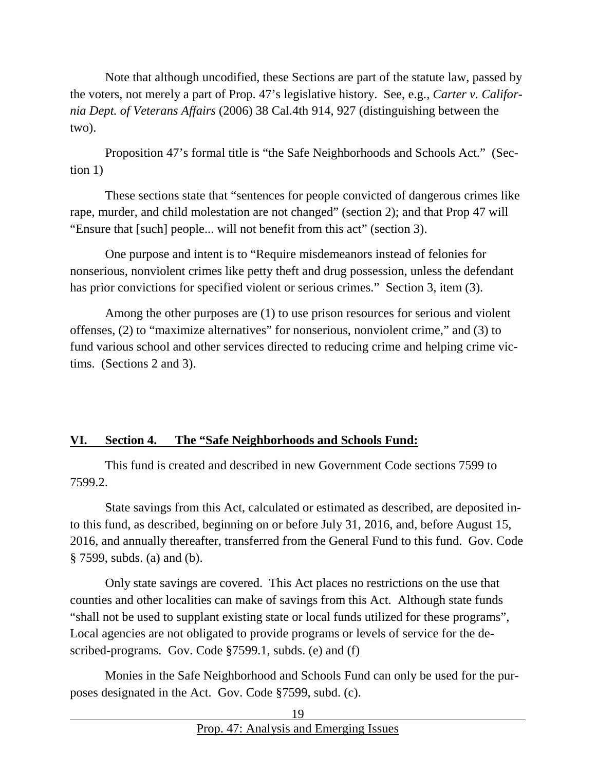Note that although uncodified, these Sections are part of the statute law, passed by the voters, not merely a part of Prop. 47's legislative history. See, e.g., *Carter v. California Dept. of Veterans Affairs* (2006) 38 Cal.4th 914, 927 (distinguishing between the two).

Proposition 47's formal title is "the Safe Neighborhoods and Schools Act." (Section 1)

These sections state that "sentences for people convicted of dangerous crimes like rape, murder, and child molestation are not changed" (section 2); and that Prop 47 will "Ensure that [such] people... will not benefit from this act" (section 3).

One purpose and intent is to "Require misdemeanors instead of felonies for nonserious, nonviolent crimes like petty theft and drug possession, unless the defendant has prior convictions for specified violent or serious crimes." Section 3, item (3).

Among the other purposes are (1) to use prison resources for serious and violent offenses, (2) to "maximize alternatives" for nonserious, nonviolent crime," and (3) to fund various school and other services directed to reducing crime and helping crime victims. (Sections 2 and 3).

## VI. Section 4. The "Safe Neighborhoods and Schools Fund:

This fund is created and described in new Government Code sections 7599 to 7599.2.

State savings from this Act, calculated or estimated as described, are deposited into this fund, as described, beginning on or before July 31, 2016, and, before August 15, 2016, and annually thereafter, transferred from the General Fund to this fund. Gov. Code § 7599, subds. (a) and (b).

Only state savings are covered. This Act places no restrictions on the use that counties and other localities can make of savings from this Act. Although state funds "shall not be used to supplant existing state or local funds utilized for these programs", Local agencies are not obligated to provide programs or levels of service for the described-programs. Gov. Code §7599.1, subds. (e) and (f)

Monies in the Safe Neighborhood and Schools Fund can only be used for the purposes designated in the Act. Gov. Code §7599, subd. (c).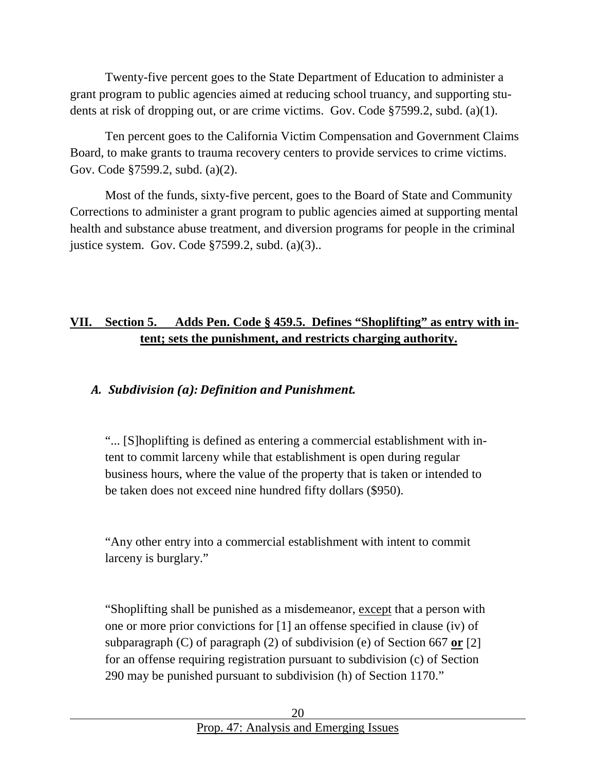Twenty-five percent goes to the State Department of Education to administer a grant program to public agencies aimed at reducing school truancy, and supporting students at risk of dropping out, or are crime victims. Gov. Code §7599.2, subd. (a)(1).

Ten percent goes to the California Victim Compensation and Government Claims Board, to make grants to trauma recovery centers to provide services to crime victims. Gov. Code §7599.2, subd. (a)(2).

Most of the funds, sixty-five percent, goes to the Board of State and Community Corrections to administer a grant program to public agencies aimed at supporting mental health and substance abuse treatment, and diversion programs for people in the criminal justice system. Gov. Code §7599.2, subd. (a)(3)..

## VII. Section 5. Adds Pen. Code § 459.5. Defines "Shoplifting" as entry with intent; sets the punishment, and restricts charging authority.

### *A. Subdivision (a): Definition and Punishment.*

> "... [S]hoplifting is defined as entering a commercial establishment with intent to commit larceny while that establishment is open during regular business hours, where the value of the property that is taken or intended to be taken does not exceed nine hundred fifty dollars ($950).
>
> "Any other entry into a commercial establishment with intent to commit larceny is burglary."
>
> "Shoplifting shall be punished as a misdemeanor, <u>except</u> that a person with one or more prior convictions for [1] an offense specified in clause (iv) of subparagraph (C) of paragraph (2) of subdivision (e) of Section 667 **<u>or</u>** [2] for an offense requiring registration pursuant to subdivision (c) of Section 290 may be punished pursuant to subdivision (h) of Section 1170."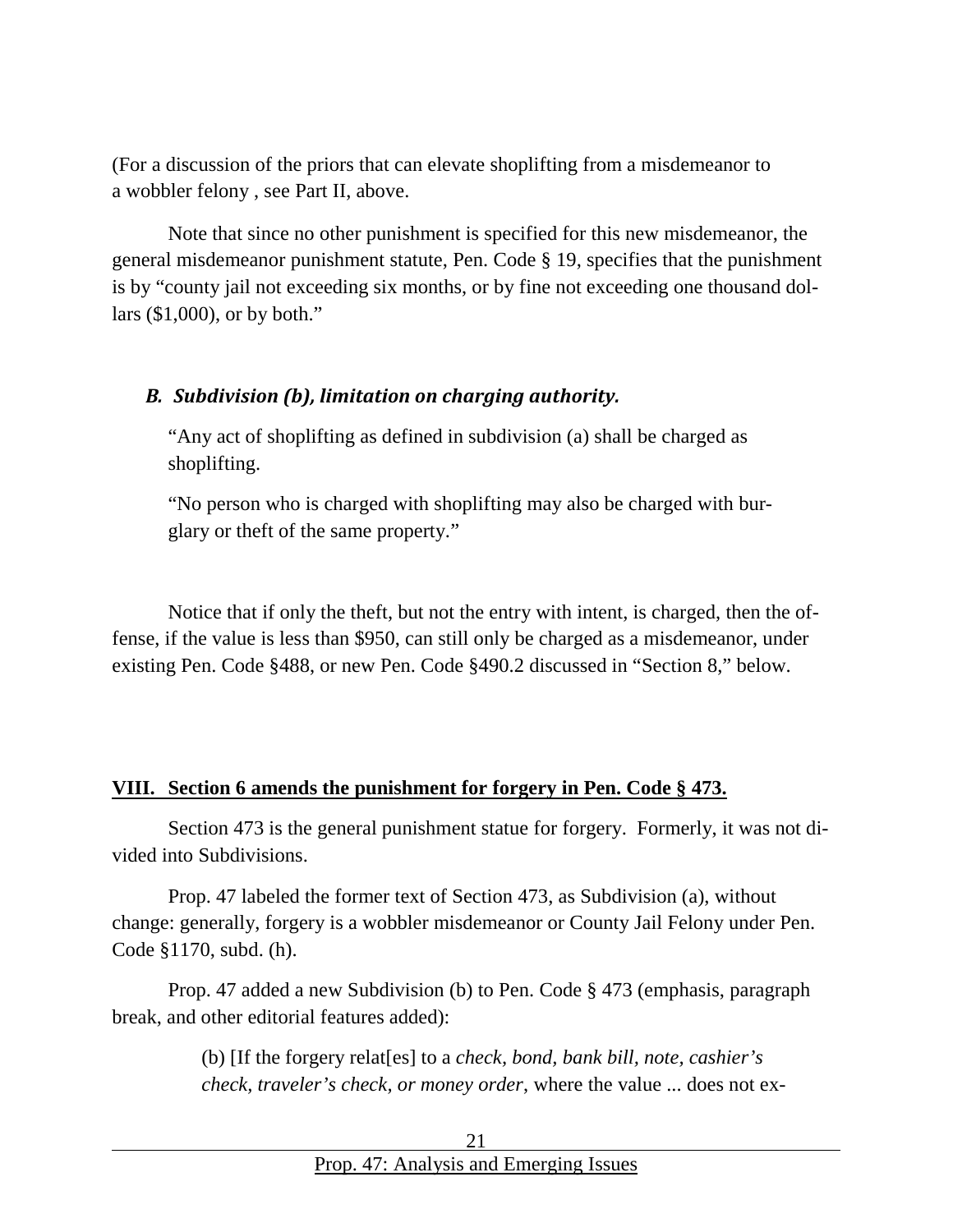(For a discussion of the priors that can elevate shoplifting from a misdemeanor to a wobbler felony , see Part II, above.

Note that since no other punishment is specified for this new misdemeanor, the general misdemeanor punishment statute, Pen. Code § 19, specifies that the punishment is by "county jail not exceeding six months, or by fine not exceeding one thousand dollars ($1,000), or by both."

### *B. Subdivision (b), limitation on charging authority.*

> "Any act of shoplifting as defined in subdivision (a) shall be charged as shoplifting.
>
> "No person who is charged with shoplifting may also be charged with burglary or theft of the same property."

Notice that if only the theft, but not the entry with intent, is charged, then the offense, if the value is less than $950, can still only be charged as a misdemeanor, under existing Pen. Code §488, or new Pen. Code §490.2 discussed in "Section 8," below.

## VIII. Section 6 amends the punishment for forgery in Pen. Code § 473.

Section 473 is the general punishment statue for forgery. Formerly, it was not divided into Subdivisions.

Prop. 47 labeled the former text of Section 473, as Subdivision (a), without change: generally, forgery is a wobbler misdemeanor or County Jail Felony under Pen. Code §1170, subd. (h).

Prop. 47 added a new Subdivision (b) to Pen. Code § 473 (emphasis, paragraph break, and other editorial features added):

> (b) [If the forgery relat[es] to a *check, bond, bank bill, note, cashier's check, traveler's check, or money order*, where the value ... does not ex-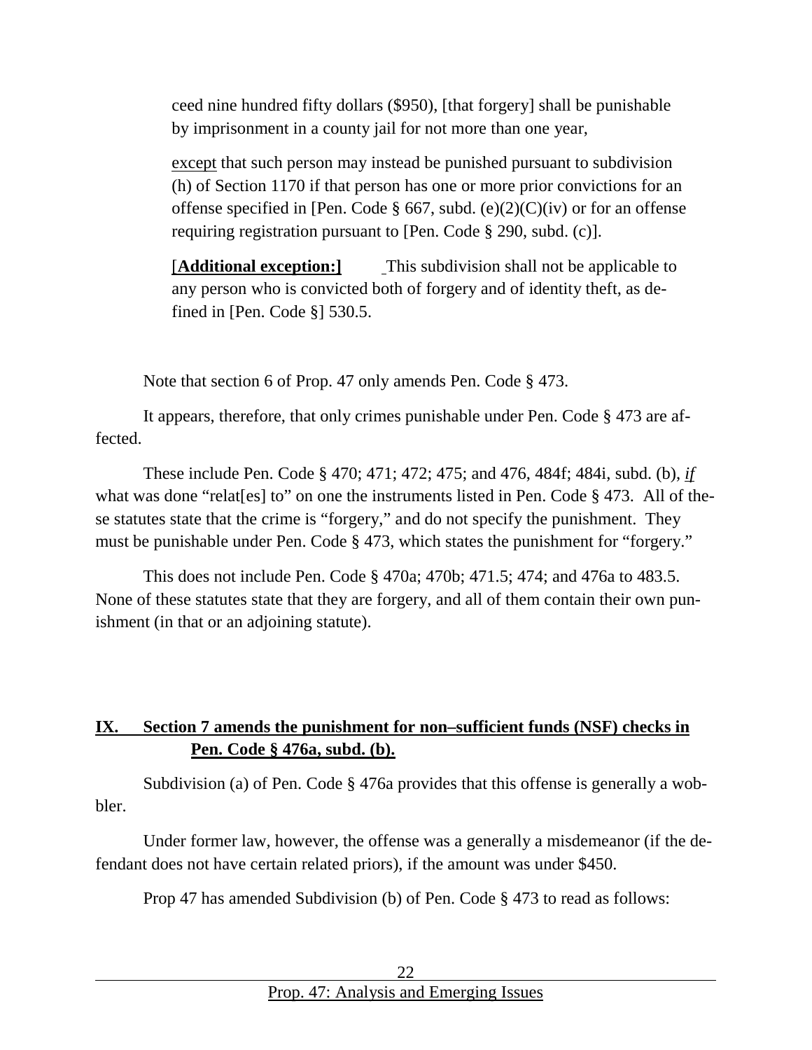> ceed nine hundred fifty dollars ($950), [that forgery] shall be punishable by imprisonment in a county jail for not more than one year,
>
> except that such person may instead be punished pursuant to subdivision (h) of Section 1170 if that person has one or more prior convictions for an offense specified in [Pen. Code § 667, subd. (e)(2)(C)(iv) or for an offense requiring registration pursuant to [Pen. Code § 290, subd. (c)].
>
> [**Additional exception:]** This subdivision shall not be applicable to any person who is convicted both of forgery and of identity theft, as defined in [Pen. Code §] 530.5.

Note that section 6 of Prop. 47 only amends Pen. Code § 473.

It appears, therefore, that only crimes punishable under Pen. Code § 473 are affected.

These include Pen. Code § 470; 471; 472; 475; and 476, 484f; 484i, subd. (b), *if* what was done "relat[es] to" on one the instruments listed in Pen. Code § 473. All of these statutes state that the crime is "forgery," and do not specify the punishment. They must be punishable under Pen. Code § 473, which states the punishment for "forgery."

This does not include Pen. Code § 470a; 470b; 471.5; 474; and 476a to 483.5. None of these statutes state that they are forgery, and all of them contain their own punishment (in that or an adjoining statute).

## IX. Section 7 amends the punishment for non–sufficient funds (NSF) checks in Pen. Code § 476a, subd. (b).

Subdivision (a) of Pen. Code § 476a provides that this offense is generally a wobbler.

Under former law, however, the offense was a generally a misdemeanor (if the defendant does not have certain related priors), if the amount was under $450.

Prop 47 has amended Subdivision (b) of Pen. Code § 473 to read as follows: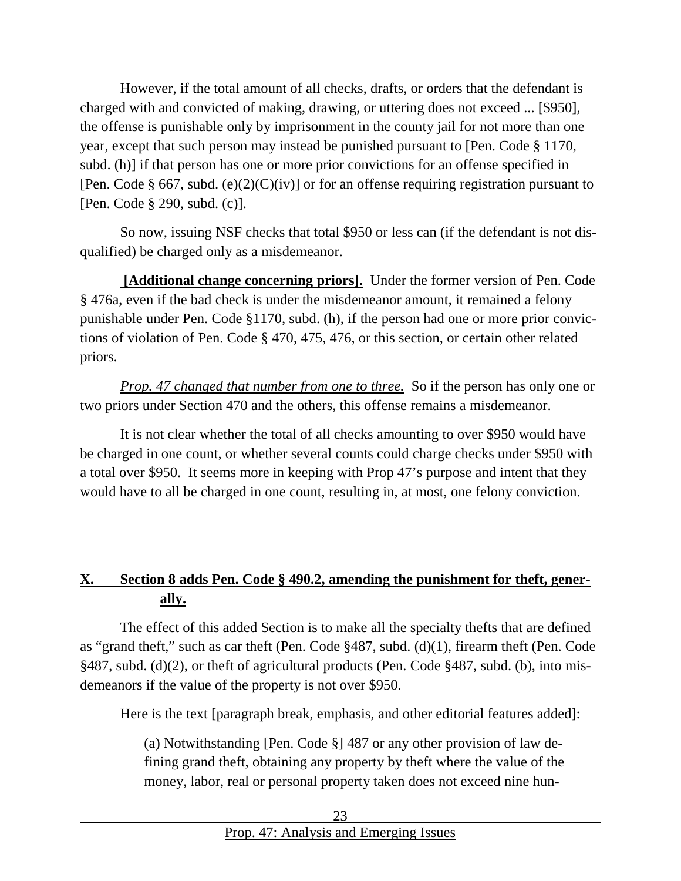However, if the total amount of all checks, drafts, or orders that the defendant is charged with and convicted of making, drawing, or uttering does not exceed ... [$950], the offense is punishable only by imprisonment in the county jail for not more than one year, except that such person may instead be punished pursuant to [Pen. Code § 1170, subd. (h)] if that person has one or more prior convictions for an offense specified in [Pen. Code § 667, subd. (e)(2)(C)(iv)] or for an offense requiring registration pursuant to [Pen. Code § 290, subd. (c)].

So now, issuing NSF checks that total $950 or less can (if the defendant is not disqualified) be charged only as a misdemeanor.

**[Additional change concerning priors].** Under the former version of Pen. Code § 476a, even if the bad check is under the misdemeanor amount, it remained a felony punishable under Pen. Code §1170, subd. (h), if the person had one or more prior convictions of violation of Pen. Code § 470, 475, 476, or this section, or certain other related priors.

*Prop. 47 changed that number from one to three.* So if the person has only one or two priors under Section 470 and the others, this offense remains a misdemeanor.

It is not clear whether the total of all checks amounting to over $950 would have be charged in one count, or whether several counts could charge checks under $950 with a total over $950. It seems more in keeping with Prop 47's purpose and intent that they would have to all be charged in one count, resulting in, at most, one felony conviction.

## X. Section 8 adds Pen. Code § 490.2, amending the punishment for theft, generally.

The effect of this added Section is to make all the specialty thefts that are defined as "grand theft," such as car theft (Pen. Code §487, subd. (d)(1), firearm theft (Pen. Code §487, subd. (d)(2), or theft of agricultural products (Pen. Code §487, subd. (b), into misdemeanors if the value of the property is not over $950.

Here is the text [paragraph break, emphasis, and other editorial features added]:

> (a) Notwithstanding [Pen. Code §] 487 or any other provision of law defining grand theft, obtaining any property by theft where the value of the money, labor, real or personal property taken does not exceed nine hun-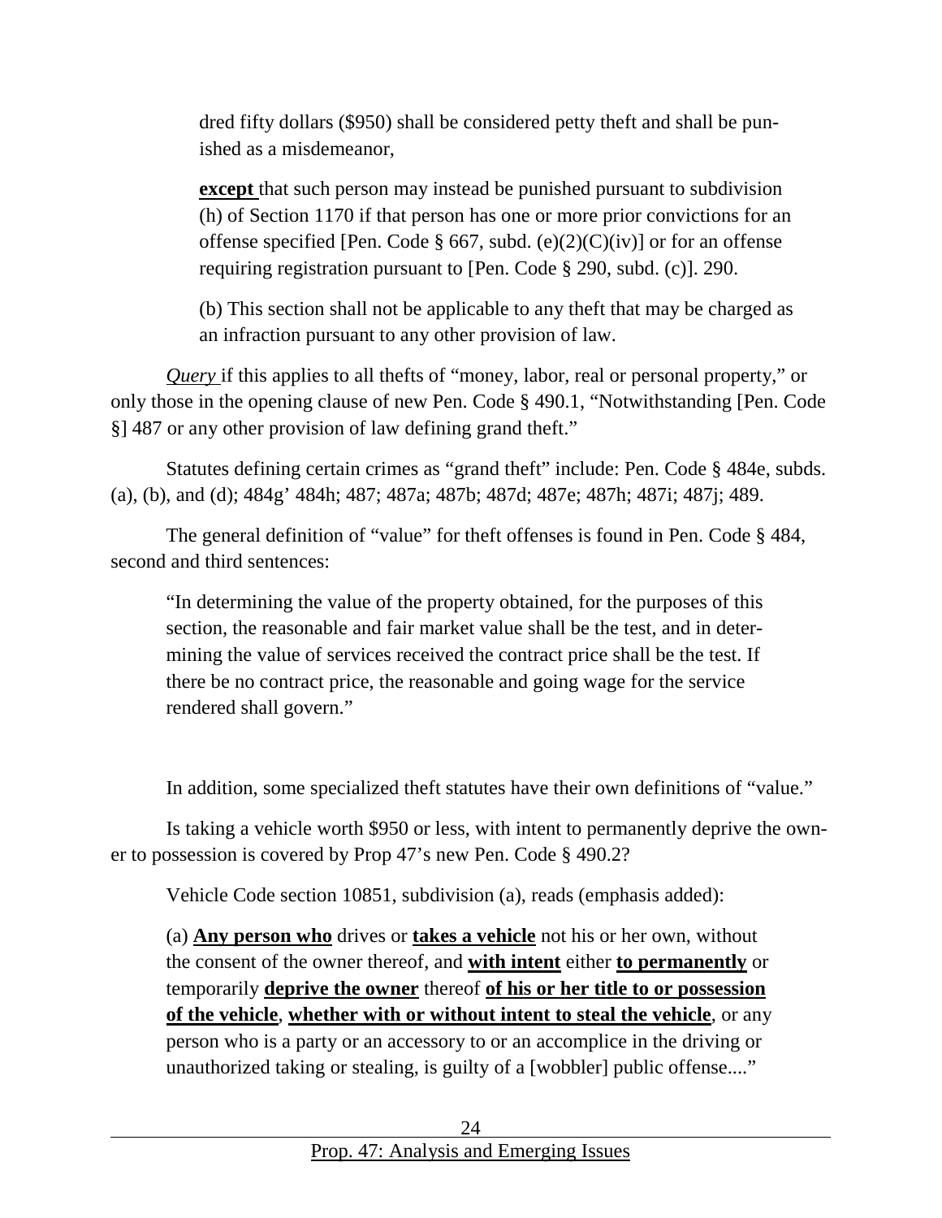dred fifty dollars ($950) shall be considered petty theft and shall be punished as a misdemeanor,

> **except** that such person may instead be punished pursuant to subdivision (h) of Section 1170 if that person has one or more prior convictions for an offense specified [Pen. Code § 667, subd. (e)(2)(C)(iv)] or for an offense requiring registration pursuant to [Pen. Code § 290, subd. (c)]. 290.
>
> (b) This section shall not be applicable to any theft that may be charged as an infraction pursuant to any other provision of law.

*Query* if this applies to all thefts of "money, labor, real or personal property," or only those in the opening clause of new Pen. Code § 490.1, "Notwithstanding [Pen. Code §] 487 or any other provision of law defining grand theft."

Statutes defining certain crimes as "grand theft" include: Pen. Code § 484e, subds. (a), (b), and (d); 484g' 484h; 487; 487a; 487b; 487d; 487e; 487h; 487i; 487j; 489.

The general definition of "value" for theft offenses is found in Pen. Code § 484, second and third sentences:

> "In determining the value of the property obtained, for the purposes of this section, the reasonable and fair market value shall be the test, and in determining the value of services received the contract price shall be the test. If there be no contract price, the reasonable and going wage for the service rendered shall govern."

In addition, some specialized theft statutes have their own definitions of "value."

Is taking a vehicle worth $950 or less, with intent to permanently deprive the owner to possession is covered by Prop 47's new Pen. Code § 490.2?

Vehicle Code section 10851, subdivision (a), reads (emphasis added):

> (a) **Any person who** drives or **takes a vehicle** not his or her own, without the consent of the owner thereof, and **with intent** either **to permanently** or temporarily **deprive the owner** thereof **of his or her title to or possession of the vehicle**, **whether with or without intent to steal the vehicle**, or any person who is a party or an accessory to or an accomplice in the driving or unauthorized taking or stealing, is guilty of a [wobbler] public offense...."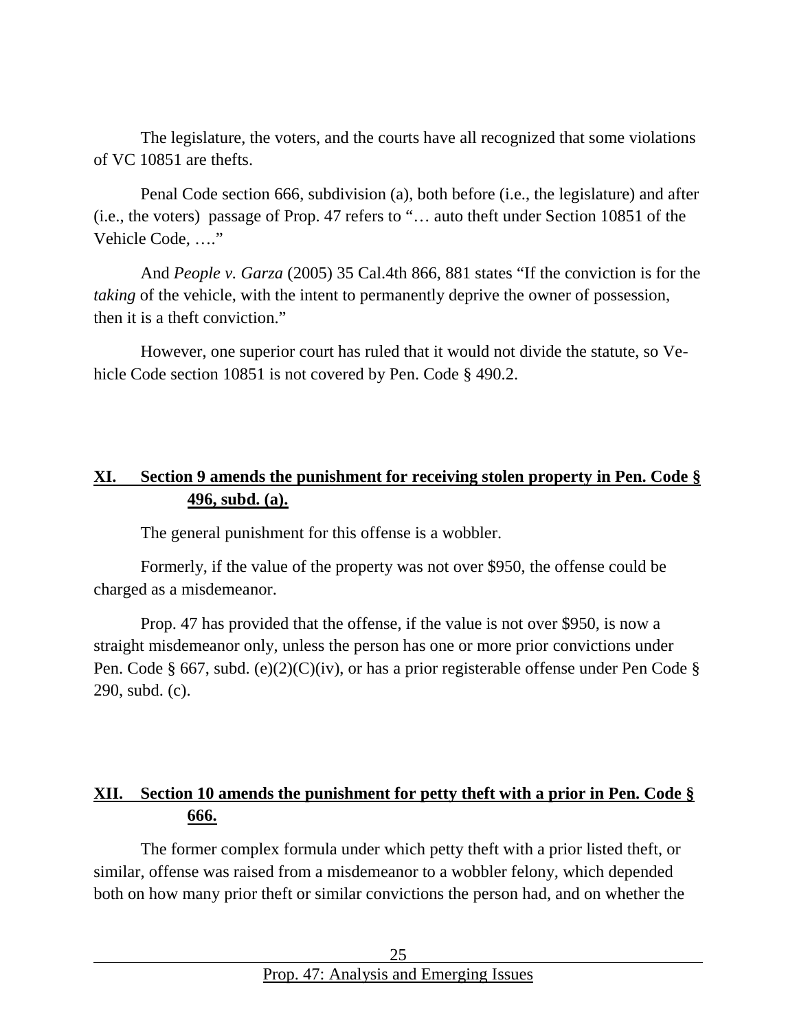The legislature, the voters, and the courts have all recognized that some violations of VC 10851 are thefts.

Penal Code section 666, subdivision (a), both before (i.e., the legislature) and after (i.e., the voters) passage of Prop. 47 refers to "… auto theft under Section 10851 of the Vehicle Code, …."

And *People v. Garza* (2005) 35 Cal.4th 866, 881 states "If the conviction is for the *taking* of the vehicle, with the intent to permanently deprive the owner of possession, then it is a theft conviction."

However, one superior court has ruled that it would not divide the statute, so Vehicle Code section 10851 is not covered by Pen. Code § 490.2.

## XI. Section 9 amends the punishment for receiving stolen property in Pen. Code § 496, subd. (a).

The general punishment for this offense is a wobbler.

Formerly, if the value of the property was not over $950, the offense could be charged as a misdemeanor.

Prop. 47 has provided that the offense, if the value is not over $950, is now a straight misdemeanor only, unless the person has one or more prior convictions under Pen. Code § 667, subd. (e)(2)(C)(iv), or has a prior registerable offense under Pen Code § 290, subd. (c).

## XII. Section 10 amends the punishment for petty theft with a prior in Pen. Code § 666.

The former complex formula under which petty theft with a prior listed theft, or similar, offense was raised from a misdemeanor to a wobbler felony, which depended both on how many prior theft or similar convictions the person had, and on whether the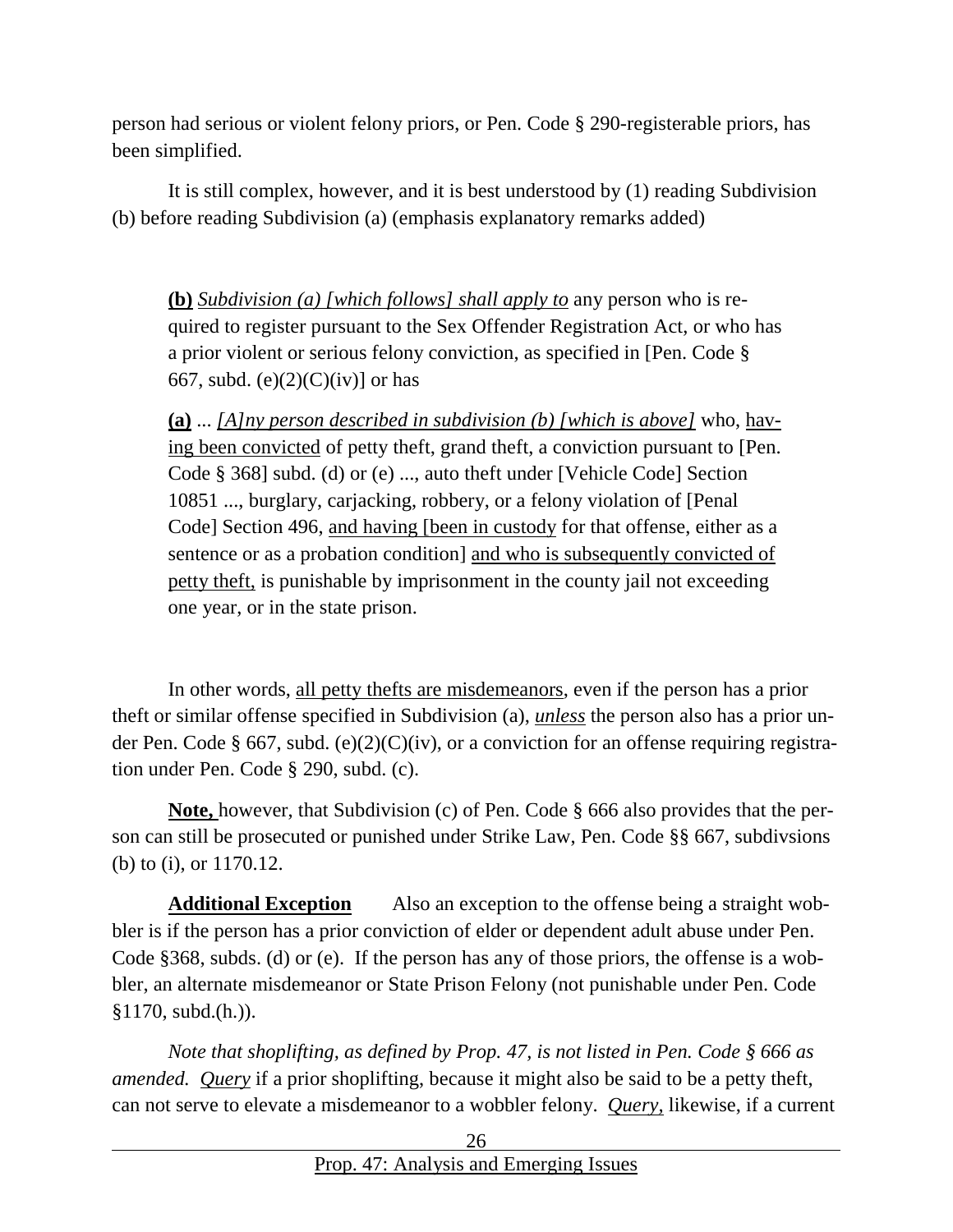person had serious or violent felony priors, or Pen. Code § 290-registerable priors, has been simplified.

It is still complex, however, and it is best understood by (1) reading Subdivision (b) before reading Subdivision (a) (emphasis explanatory remarks added)

> <u>**(b)**</u> <u>*Subdivision (a) [which follows] shall apply to*</u> any person who is required to register pursuant to the Sex Offender Registration Act, or who has a prior violent or serious felony conviction, as specified in [Pen. Code § 667, subd. (e)(2)(C)(iv)] or has
>
> <u>**(a)**</u> ... <u>*[A]ny person described in subdivision (b) [which is above]*</u> who, <u>having been convicted</u> of petty theft, grand theft, a conviction pursuant to [Pen. Code § 368] subd. (d) or (e) ..., auto theft under [Vehicle Code] Section 10851 ..., burglary, carjacking, robbery, or a felony violation of [Penal Code] Section 496, <u>and having [been in custody</u> for that offense, either as a sentence or as a probation condition] <u>and who is subsequently convicted of petty theft,</u> is punishable by imprisonment in the county jail not exceeding one year, or in the state prison.

In other words, <u>all petty thefts are misdemeanors</u>, even if the person has a prior theft or similar offense specified in Subdivision (a), <u>*unless*</u> the person also has a prior under Pen. Code § 667, subd. (e)(2)(C)(iv), or a conviction for an offense requiring registration under Pen. Code § 290, subd. (c).

<u>**Note,**</u> however, that Subdivision (c) of Pen. Code § 666 also provides that the person can still be prosecuted or punished under Strike Law, Pen. Code §§ 667, subdivsions (b) to (i), or 1170.12.

<u>**Additional Exception**</u> Also an exception to the offense being a straight wobbler is if the person has a prior conviction of elder or dependent adult abuse under Pen. Code §368, subds. (d) or (e). If the person has any of those priors, the offense is a wobbler, an alternate misdemeanor or State Prison Felony (not punishable under Pen. Code §1170, subd.(h.)).

*Note that shoplifting, as defined by Prop. 47, is not listed in Pen. Code § 666 as amended.* <u>*Query*</u> if a prior shoplifting, because it might also be said to be a petty theft, can not serve to elevate a misdemeanor to a wobbler felony. <u>*Query,*</u> likewise, if a current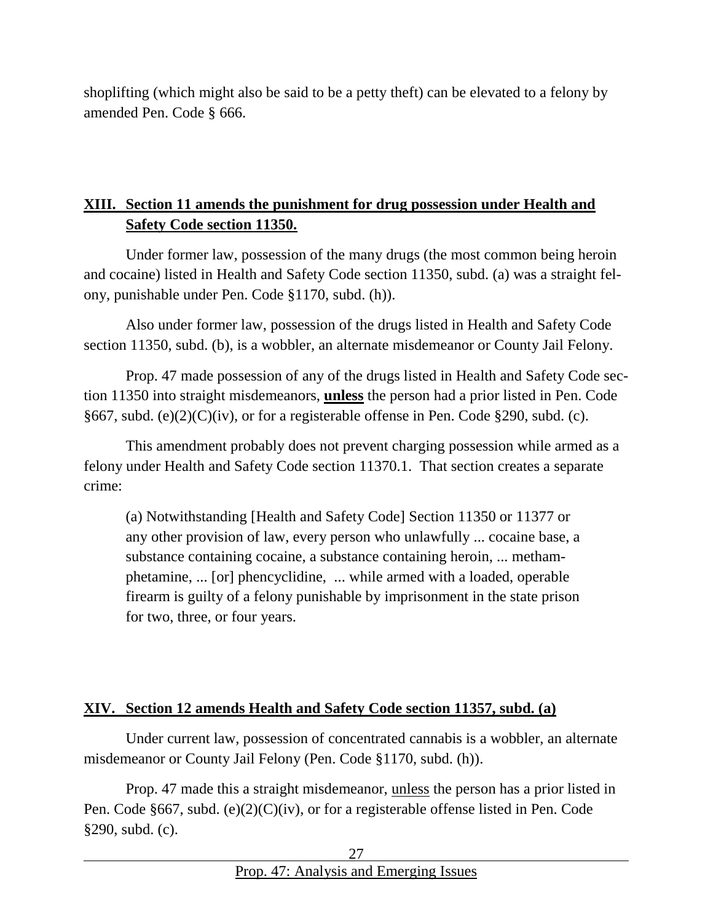shoplifting (which might also be said to be a petty theft) can be elevated to a felony by amended Pen. Code § 666.

## XIII. Section 11 amends the punishment for drug possession under Health and Safety Code section 11350.

Under former law, possession of the many drugs (the most common being heroin and cocaine) listed in Health and Safety Code section 11350, subd. (a) was a straight felony, punishable under Pen. Code §1170, subd. (h)).

Also under former law, possession of the drugs listed in Health and Safety Code section 11350, subd. (b), is a wobbler, an alternate misdemeanor or County Jail Felony.

Prop. 47 made possession of any of the drugs listed in Health and Safety Code section 11350 into straight misdemeanors, **unless** the person had a prior listed in Pen. Code §667, subd. (e)(2)(C)(iv), or for a registerable offense in Pen. Code §290, subd. (c).

This amendment probably does not prevent charging possession while armed as a felony under Health and Safety Code section 11370.1. That section creates a separate crime:

> (a) Notwithstanding [Health and Safety Code] Section 11350 or 11377 or any other provision of law, every person who unlawfully ... cocaine base, a substance containing cocaine, a substance containing heroin, ... methamphetamine, ... [or] phencyclidine, ... while armed with a loaded, operable firearm is guilty of a felony punishable by imprisonment in the state prison for two, three, or four years.

## XIV. Section 12 amends Health and Safety Code section 11357, subd. (a)

Under current law, possession of concentrated cannabis is a wobbler, an alternate misdemeanor or County Jail Felony (Pen. Code §1170, subd. (h)).

Prop. 47 made this a straight misdemeanor, unless the person has a prior listed in Pen. Code §667, subd. (e)(2)(C)(iv), or for a registerable offense listed in Pen. Code §290, subd. (c).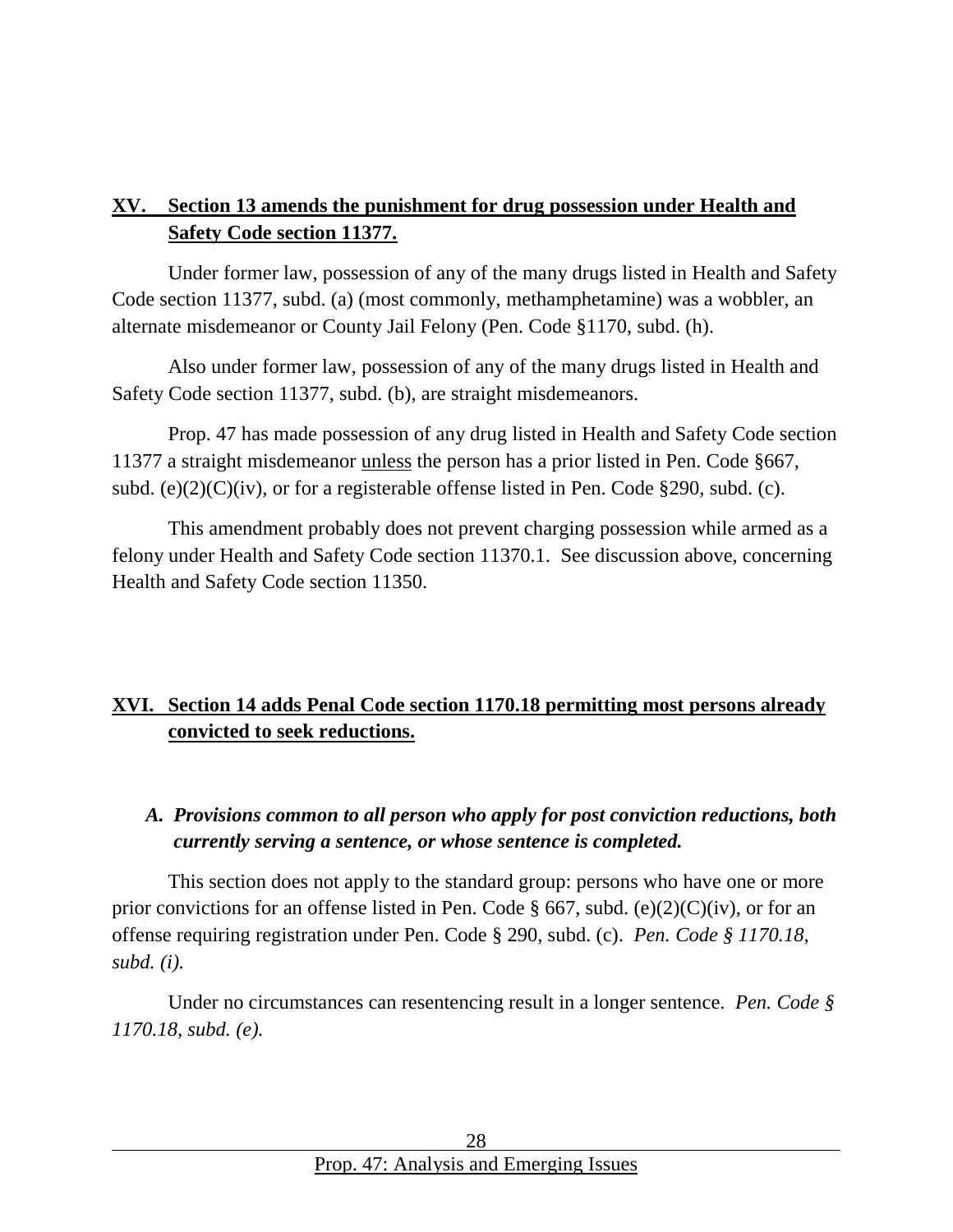## XV. Section 13 amends the punishment for drug possession under Health and Safety Code section 11377.

Under former law, possession of any of the many drugs listed in Health and Safety Code section 11377, subd. (a) (most commonly, methamphetamine) was a wobbler, an alternate misdemeanor or County Jail Felony (Pen. Code §1170, subd. (h).

Also under former law, possession of any of the many drugs listed in Health and Safety Code section 11377, subd. (b), are straight misdemeanors.

Prop. 47 has made possession of any drug listed in Health and Safety Code section 11377 a straight misdemeanor <u>unless</u> the person has a prior listed in Pen. Code §667, subd. (e)(2)(C)(iv), or for a registerable offense listed in Pen. Code §290, subd. (c).

This amendment probably does not prevent charging possession while armed as a felony under Health and Safety Code section 11370.1. See discussion above, concerning Health and Safety Code section 11350.

## XVI. Section 14 adds Penal Code section 1170.18 permitting most persons already convicted to seek reductions.

### *A. Provisions common to all person who apply for post conviction reductions, both currently serving a sentence, or whose sentence is completed.*

This section does not apply to the standard group: persons who have one or more prior convictions for an offense listed in Pen. Code § 667, subd. (e)(2)(C)(iv), or for an offense requiring registration under Pen. Code § 290, subd. (c). *Pen. Code § 1170.18, subd. (i).*

Under no circumstances can resentencing result in a longer sentence. *Pen. Code § 1170.18, subd. (e).*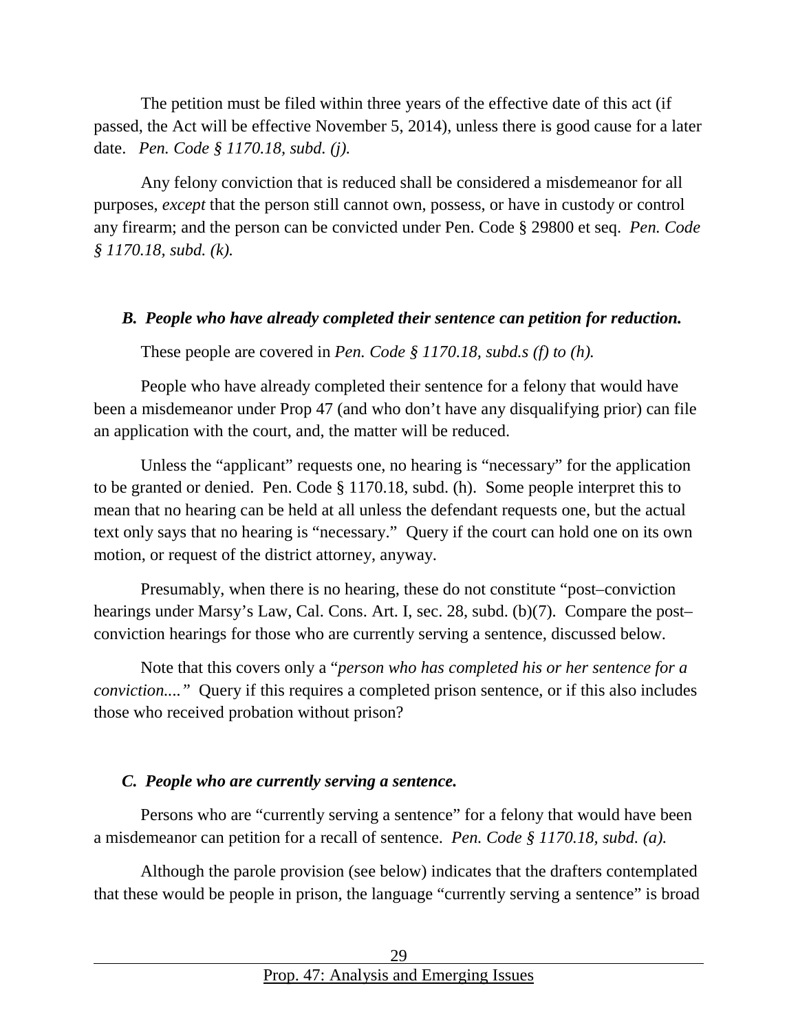The petition must be filed within three years of the effective date of this act (if passed, the Act will be effective November 5, 2014), unless there is good cause for a later date. *Pen. Code § 1170.18, subd. (j).*

Any felony conviction that is reduced shall be considered a misdemeanor for all purposes, *except* that the person still cannot own, possess, or have in custody or control any firearm; and the person can be convicted under Pen. Code § 29800 et seq. *Pen. Code § 1170.18, subd. (k).*

### *B. People who have already completed their sentence can petition for reduction.*

These people are covered in *Pen. Code § 1170.18, subd.s (f) to (h).*

People who have already completed their sentence for a felony that would have been a misdemeanor under Prop 47 (and who don't have any disqualifying prior) can file an application with the court, and, the matter will be reduced.

Unless the "applicant" requests one, no hearing is "necessary" for the application to be granted or denied. Pen. Code § 1170.18, subd. (h). Some people interpret this to mean that no hearing can be held at all unless the defendant requests one, but the actual text only says that no hearing is "necessary." Query if the court can hold one on its own motion, or request of the district attorney, anyway.

Presumably, when there is no hearing, these do not constitute "post–conviction hearings under Marsy's Law, Cal. Cons. Art. I, sec. 28, subd. (b)(7). Compare the post–conviction hearings for those who are currently serving a sentence, discussed below.

Note that this covers only a "*person who has completed his or her sentence for a conviction....*" Query if this requires a completed prison sentence, or if this also includes those who received probation without prison?

### *C. People who are currently serving a sentence.*

Persons who are "currently serving a sentence" for a felony that would have been a misdemeanor can petition for a recall of sentence. *Pen. Code § 1170.18, subd. (a).*

Although the parole provision (see below) indicates that the drafters contemplated that these would be people in prison, the language "currently serving a sentence" is broad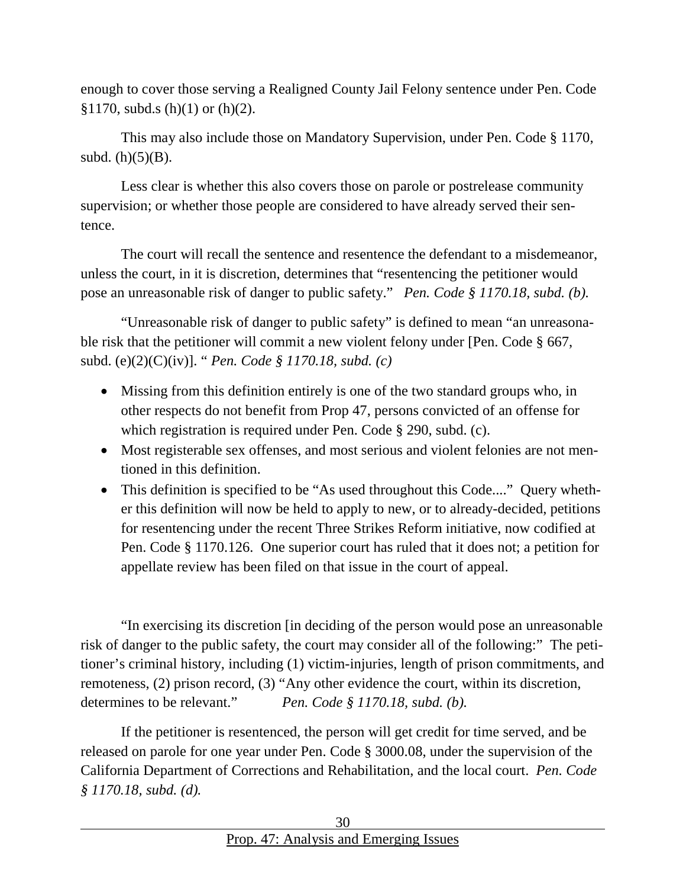enough to cover those serving a Realigned County Jail Felony sentence under Pen. Code §1170, subd.s (h)(1) or (h)(2).

This may also include those on Mandatory Supervision, under Pen. Code § 1170, subd. (h)(5)(B).

Less clear is whether this also covers those on parole or postrelease community supervision; or whether those people are considered to have already served their sentence.

The court will recall the sentence and resentence the defendant to a misdemeanor, unless the court, in it is discretion, determines that "resentencing the petitioner would pose an unreasonable risk of danger to public safety." *Pen. Code § 1170.18, subd. (b).*

"Unreasonable risk of danger to public safety" is defined to mean "an unreasonable risk that the petitioner will commit a new violent felony under [Pen. Code § 667, subd. (e)(2)(C)(iv)]. " *Pen. Code § 1170.18, subd. (c)*

- Missing from this definition entirely is one of the two standard groups who, in other respects do not benefit from Prop 47, persons convicted of an offense for which registration is required under Pen. Code § 290, subd. (c).
- Most registerable sex offenses, and most serious and violent felonies are not mentioned in this definition.
- This definition is specified to be "As used throughout this Code...." Query whether this definition will now be held to apply to new, or to already-decided, petitions for resentencing under the recent Three Strikes Reform initiative, now codified at Pen. Code § 1170.126. One superior court has ruled that it does not; a petition for appellate review has been filed on that issue in the court of appeal.

"In exercising its discretion [in deciding of the person would pose an unreasonable risk of danger to the public safety, the court may consider all of the following:" The petitioner's criminal history, including (1) victim-injuries, length of prison commitments, and remoteness, (2) prison record, (3) "Any other evidence the court, within its discretion, determines to be relevant." *Pen. Code § 1170.18, subd. (b).*

If the petitioner is resentenced, the person will get credit for time served, and be released on parole for one year under Pen. Code § 3000.08, under the supervision of the California Department of Corrections and Rehabilitation, and the local court. *Pen. Code § 1170.18, subd. (d).*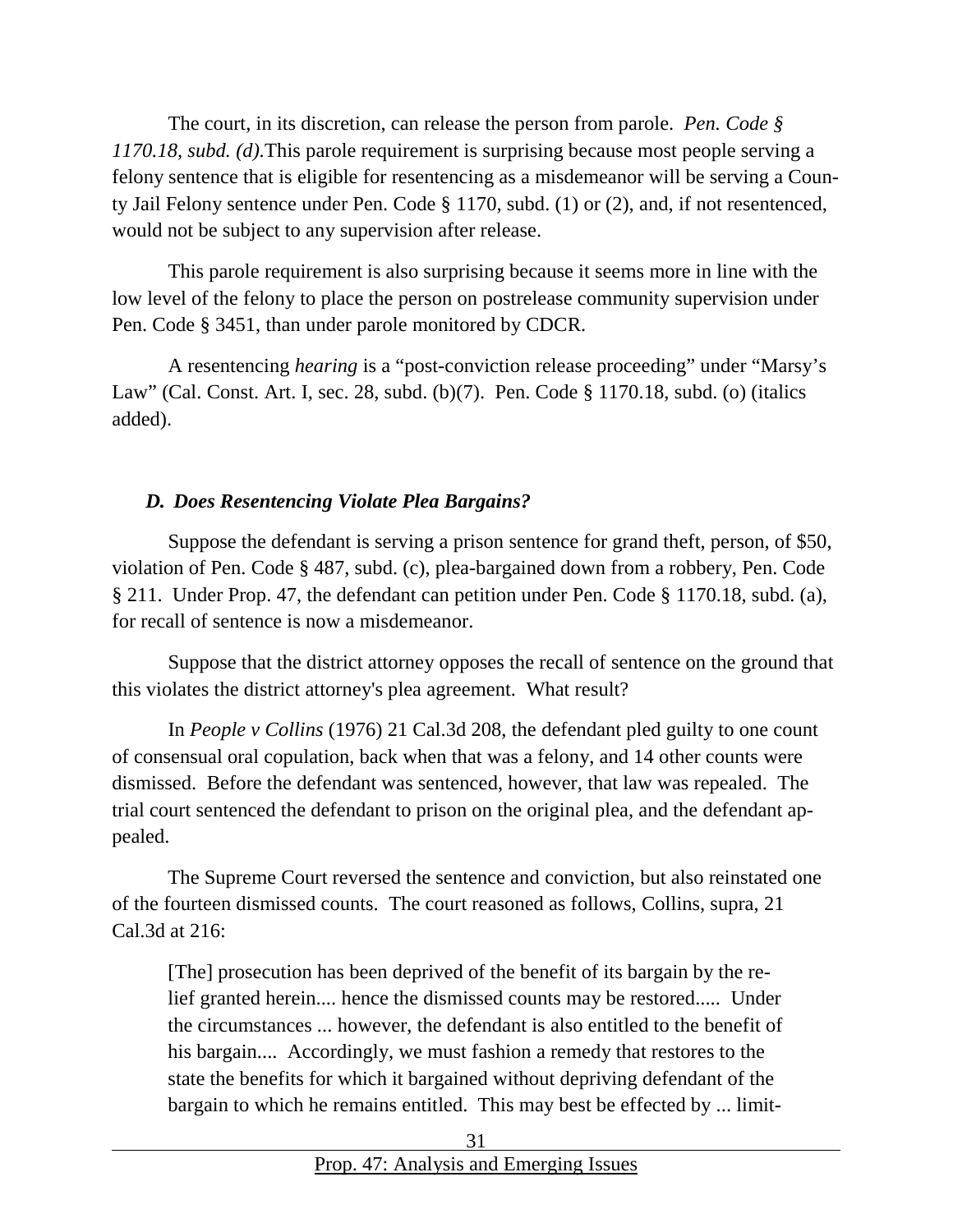The court, in its discretion, can release the person from parole. *Pen. Code § 1170.18, subd. (d).*This parole requirement is surprising because most people serving a felony sentence that is eligible for resentencing as a misdemeanor will be serving a County Jail Felony sentence under Pen. Code § 1170, subd. (1) or (2), and, if not resentenced, would not be subject to any supervision after release.

This parole requirement is also surprising because it seems more in line with the low level of the felony to place the person on postrelease community supervision under Pen. Code § 3451, than under parole monitored by CDCR.

A resentencing *hearing* is a "post-conviction release proceeding" under "Marsy's Law" (Cal. Const. Art. I, sec. 28, subd. (b)(7). Pen. Code § 1170.18, subd. (o) (italics added).

### *D. Does Resentencing Violate Plea Bargains?*

Suppose the defendant is serving a prison sentence for grand theft, person, of $50, violation of Pen. Code § 487, subd. (c), plea-bargained down from a robbery, Pen. Code § 211. Under Prop. 47, the defendant can petition under Pen. Code § 1170.18, subd. (a), for recall of sentence is now a misdemeanor.

Suppose that the district attorney opposes the recall of sentence on the ground that this violates the district attorney's plea agreement. What result?

In *People v Collins* (1976) 21 Cal.3d 208, the defendant pled guilty to one count of consensual oral copulation, back when that was a felony, and 14 other counts were dismissed. Before the defendant was sentenced, however, that law was repealed. The trial court sentenced the defendant to prison on the original plea, and the defendant appealed.

The Supreme Court reversed the sentence and conviction, but also reinstated one of the fourteen dismissed counts. The court reasoned as follows, Collins, supra, 21 Cal.3d at 216:

> [The] prosecution has been deprived of the benefit of its bargain by the relief granted herein.... hence the dismissed counts may be restored..... Under the circumstances ... however, the defendant is also entitled to the benefit of his bargain.... Accordingly, we must fashion a remedy that restores to the state the benefits for which it bargained without depriving defendant of the bargain to which he remains entitled. This may best be effected by ... limit-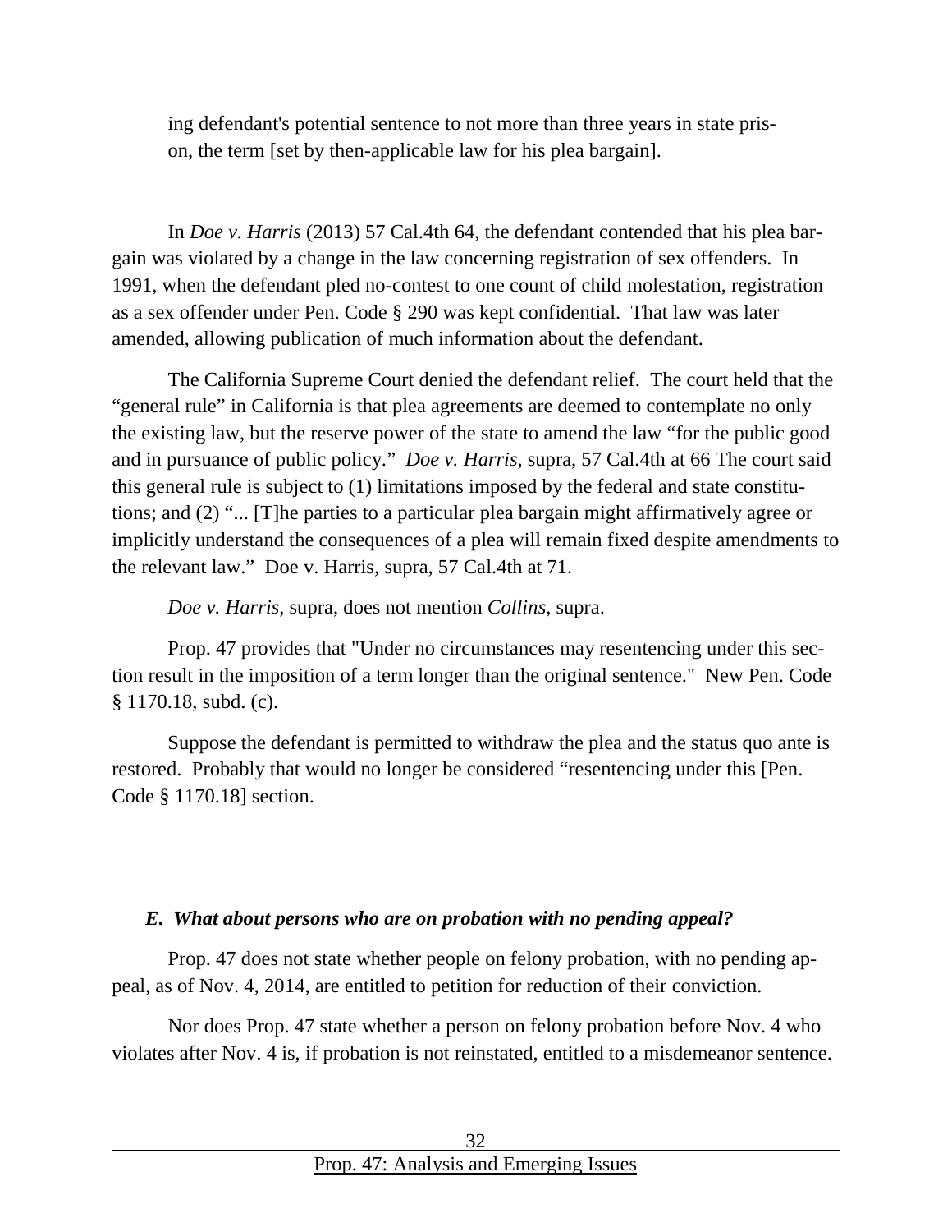ing defendant's potential sentence to not more than three years in state prison, the term [set by then-applicable law for his plea bargain].

In *Doe v. Harris* (2013) 57 Cal.4th 64, the defendant contended that his plea bargain was violated by a change in the law concerning registration of sex offenders. In 1991, when the defendant pled no-contest to one count of child molestation, registration as a sex offender under Pen. Code § 290 was kept confidential. That law was later amended, allowing publication of much information about the defendant.

The California Supreme Court denied the defendant relief. The court held that the "general rule" in California is that plea agreements are deemed to contemplate no only the existing law, but the reserve power of the state to amend the law "for the public good and in pursuance of public policy." *Doe v. Harris*, supra, 57 Cal.4th at 66 The court said this general rule is subject to (1) limitations imposed by the federal and state constitutions; and (2) "... [T]he parties to a particular plea bargain might affirmatively agree or implicitly understand the consequences of a plea will remain fixed despite amendments to the relevant law." Doe v. Harris, supra, 57 Cal.4th at 71.

*Doe v. Harris*, supra, does not mention *Collins*, supra.

Prop. 47 provides that "Under no circumstances may resentencing under this section result in the imposition of a term longer than the original sentence." New Pen. Code § 1170.18, subd. (c).

Suppose the defendant is permitted to withdraw the plea and the status quo ante is restored. Probably that would no longer be considered "resentencing under this [Pen. Code § 1170.18] section.

### *E. What about persons who are on probation with no pending appeal?*

Prop. 47 does not state whether people on felony probation, with no pending appeal, as of Nov. 4, 2014, are entitled to petition for reduction of their conviction.

Nor does Prop. 47 state whether a person on felony probation before Nov. 4 who violates after Nov. 4 is, if probation is not reinstated, entitled to a misdemeanor sentence.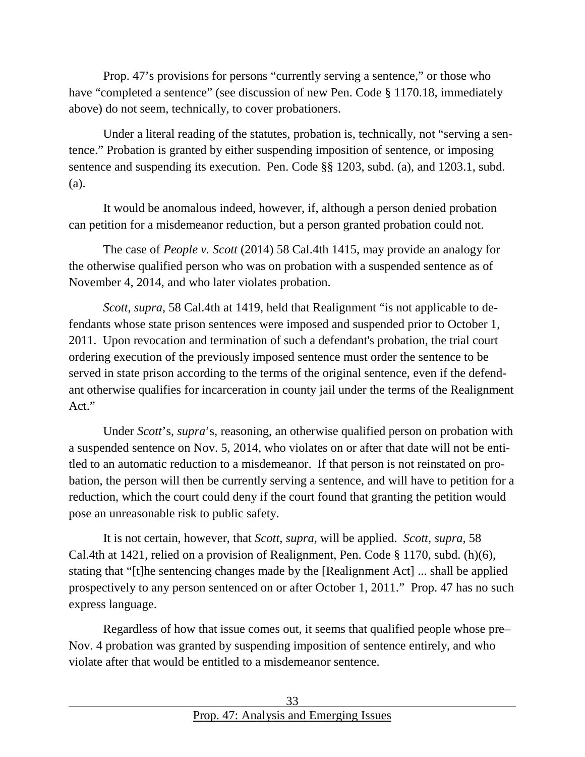Prop. 47's provisions for persons "currently serving a sentence," or those who have "completed a sentence" (see discussion of new Pen. Code § 1170.18, immediately above) do not seem, technically, to cover probationers.

Under a literal reading of the statutes, probation is, technically, not "serving a sentence." Probation is granted by either suspending imposition of sentence, or imposing sentence and suspending its execution. Pen. Code §§ 1203, subd. (a), and 1203.1, subd. (a).

It would be anomalous indeed, however, if, although a person denied probation can petition for a misdemeanor reduction, but a person granted probation could not.

The case of *People v. Scott* (2014) 58 Cal.4th 1415, may provide an analogy for the otherwise qualified person who was on probation with a suspended sentence as of November 4, 2014, and who later violates probation.

*Scott, supra,* 58 Cal.4th at 1419, held that Realignment "is not applicable to defendants whose state prison sentences were imposed and suspended prior to October 1, 2011. Upon revocation and termination of such a defendant's probation, the trial court ordering execution of the previously imposed sentence must order the sentence to be served in state prison according to the terms of the original sentence, even if the defendant otherwise qualifies for incarceration in county jail under the terms of the Realignment Act."

Under *Scott*'s, *supra*'s, reasoning, an otherwise qualified person on probation with a suspended sentence on Nov. 5, 2014, who violates on or after that date will not be entitled to an automatic reduction to a misdemeanor. If that person is not reinstated on probation, the person will then be currently serving a sentence, and will have to petition for a reduction, which the court could deny if the court found that granting the petition would pose an unreasonable risk to public safety.

It is not certain, however, that *Scott, supra,* will be applied. *Scott, supra,* 58 Cal.4th at 1421, relied on a provision of Realignment, Pen. Code § 1170, subd. (h)(6), stating that "[t]he sentencing changes made by the [Realignment Act] ... shall be applied prospectively to any person sentenced on or after October 1, 2011." Prop. 47 has no such express language.

Regardless of how that issue comes out, it seems that qualified people whose pre–Nov. 4 probation was granted by suspending imposition of sentence entirely, and who violate after that would be entitled to a misdemeanor sentence.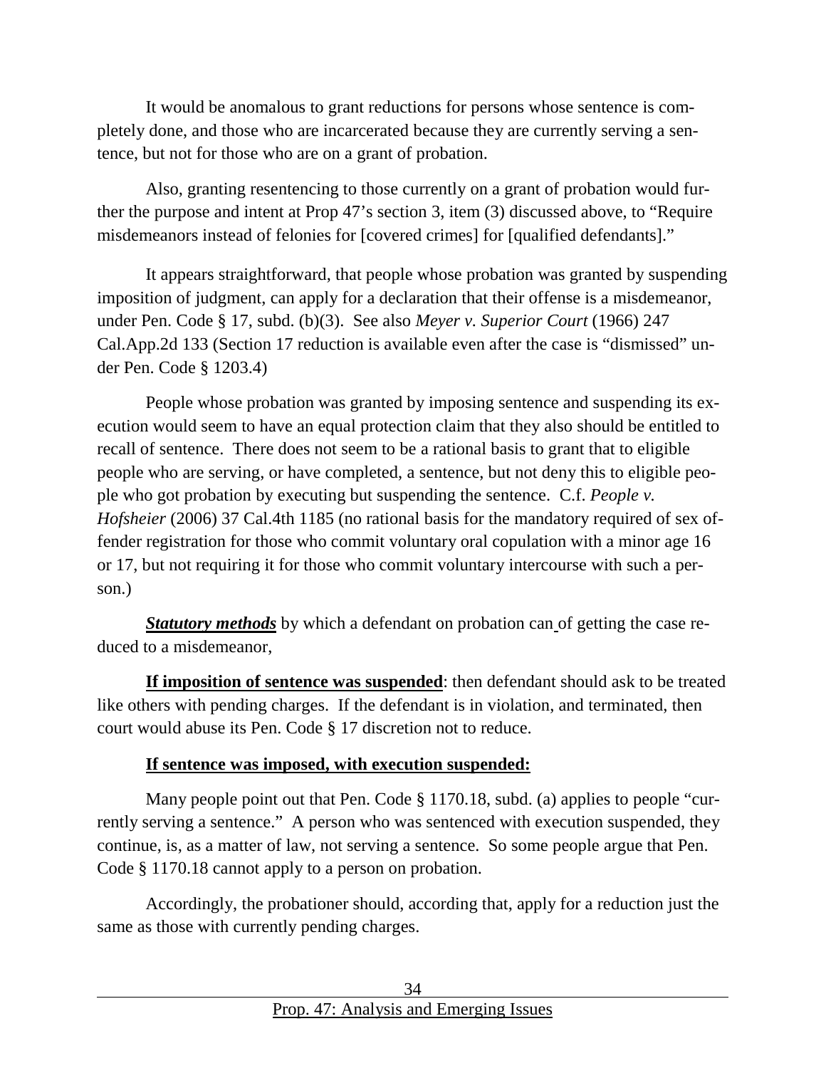It would be anomalous to grant reductions for persons whose sentence is completely done, and those who are incarcerated because they are currently serving a sentence, but not for those who are on a grant of probation.

Also, granting resentencing to those currently on a grant of probation would further the purpose and intent at Prop 47's section 3, item (3) discussed above, to "Require misdemeanors instead of felonies for [covered crimes] for [qualified defendants]."

It appears straightforward, that people whose probation was granted by suspending imposition of judgment, can apply for a declaration that their offense is a misdemeanor, under Pen. Code § 17, subd. (b)(3). See also *Meyer v. Superior Court* (1966) 247 Cal.App.2d 133 (Section 17 reduction is available even after the case is "dismissed" under Pen. Code § 1203.4)

People whose probation was granted by imposing sentence and suspending its execution would seem to have an equal protection claim that they also should be entitled to recall of sentence. There does not seem to be a rational basis to grant that to eligible people who are serving, or have completed, a sentence, but not deny this to eligible people who got probation by executing but suspending the sentence. C.f. *People v. Hofsheier* (2006) 37 Cal.4th 1185 (no rational basis for the mandatory required of sex offender registration for those who commit voluntary oral copulation with a minor age 16 or 17, but not requiring it for those who commit voluntary intercourse with such a person.)

***Statutory methods*** by which a defendant on probation can of getting the case reduced to a misdemeanor,

**If imposition of sentence was suspended**: then defendant should ask to be treated like others with pending charges. If the defendant is in violation, and terminated, then court would abuse its Pen. Code § 17 discretion not to reduce.

**If sentence was imposed, with execution suspended:**

Many people point out that Pen. Code § 1170.18, subd. (a) applies to people "currently serving a sentence." A person who was sentenced with execution suspended, they continue, is, as a matter of law, not serving a sentence. So some people argue that Pen. Code § 1170.18 cannot apply to a person on probation.

Accordingly, the probationer should, according that, apply for a reduction just the same as those with currently pending charges.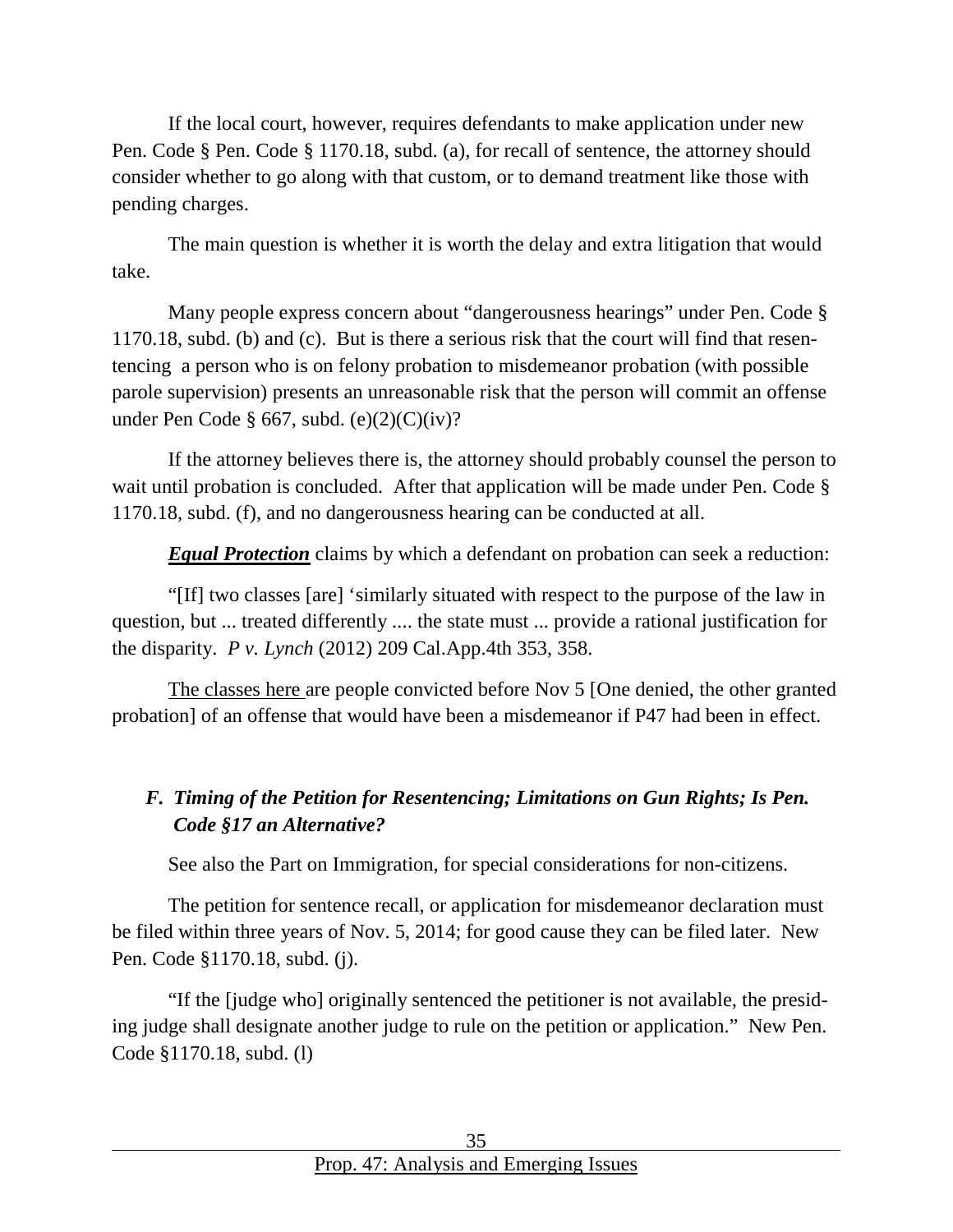If the local court, however, requires defendants to make application under new Pen. Code § Pen. Code § 1170.18, subd. (a), for recall of sentence, the attorney should consider whether to go along with that custom, or to demand treatment like those with pending charges.

The main question is whether it is worth the delay and extra litigation that would take.

Many people express concern about "dangerousness hearings" under Pen. Code § 1170.18, subd. (b) and (c). But is there a serious risk that the court will find that resentencing a person who is on felony probation to misdemeanor probation (with possible parole supervision) presents an unreasonable risk that the person will commit an offense under Pen Code § 667, subd. (e)(2)(C)(iv)?

If the attorney believes there is, the attorney should probably counsel the person to wait until probation is concluded. After that application will be made under Pen. Code § 1170.18, subd. (f), and no dangerousness hearing can be conducted at all.

***Equal Protection*** claims by which a defendant on probation can seek a reduction:

"[If] two classes [are] 'similarly situated with respect to the purpose of the law in question, but ... treated differently .... the state must ... provide a rational justification for the disparity. *P v. Lynch* (2012) 209 Cal.App.4th 353, 358.

The classes here are people convicted before Nov 5 [One denied, the other granted probation] of an offense that would have been a misdemeanor if P47 had been in effect.

### *F. Timing of the Petition for Resentencing; Limitations on Gun Rights; Is Pen. Code §17 an Alternative?*

See also the Part on Immigration, for special considerations for non-citizens.

The petition for sentence recall, or application for misdemeanor declaration must be filed within three years of Nov. 5, 2014; for good cause they can be filed later. New Pen. Code §1170.18, subd. (j).

"If the [judge who] originally sentenced the petitioner is not available, the presiding judge shall designate another judge to rule on the petition or application." New Pen. Code §1170.18, subd. (l)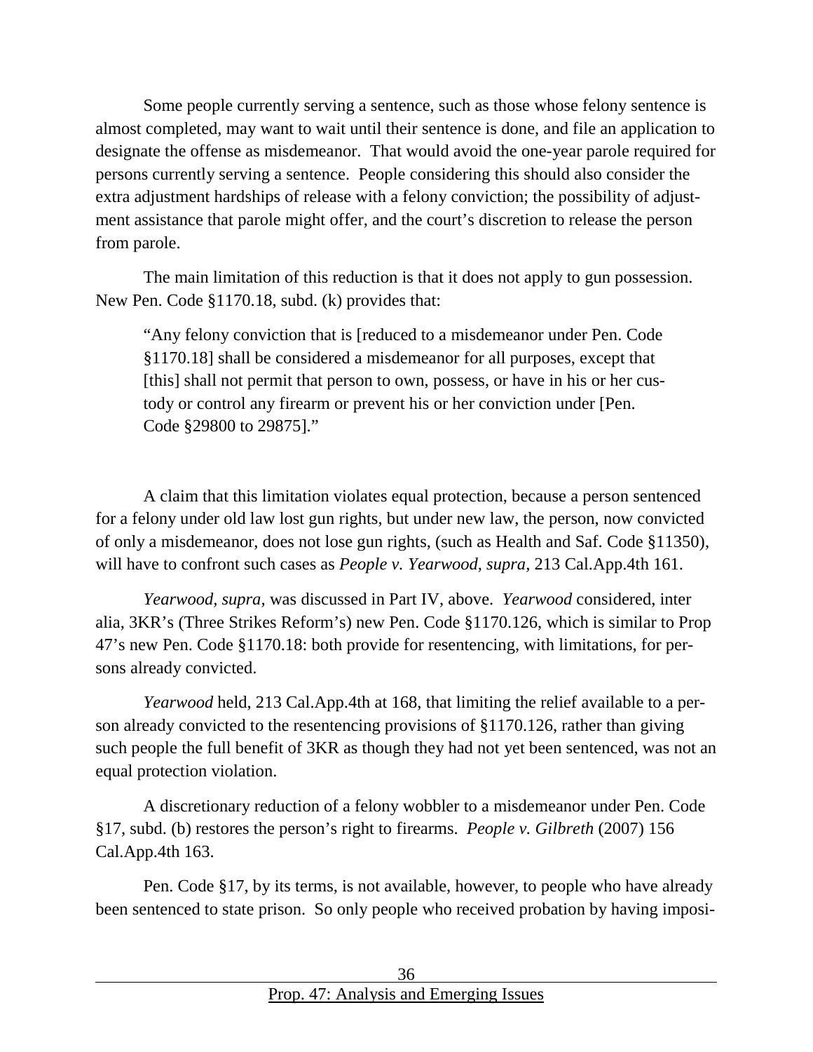Some people currently serving a sentence, such as those whose felony sentence is almost completed, may want to wait until their sentence is done, and file an application to designate the offense as misdemeanor. That would avoid the one-year parole required for persons currently serving a sentence. People considering this should also consider the extra adjustment hardships of release with a felony conviction; the possibility of adjustment assistance that parole might offer, and the court's discretion to release the person from parole.

The main limitation of this reduction is that it does not apply to gun possession. New Pen. Code §1170.18, subd. (k) provides that:

> "Any felony conviction that is [reduced to a misdemeanor under Pen. Code §1170.18] shall be considered a misdemeanor for all purposes, except that [this] shall not permit that person to own, possess, or have in his or her custody or control any firearm or prevent his or her conviction under [Pen. Code §29800 to 29875]."

A claim that this limitation violates equal protection, because a person sentenced for a felony under old law lost gun rights, but under new law, the person, now convicted of only a misdemeanor, does not lose gun rights, (such as Health and Saf. Code §11350), will have to confront such cases as *People v. Yearwood, supra,* 213 Cal.App.4th 161.

*Yearwood, supra,* was discussed in Part IV, above. *Yearwood* considered, inter alia, 3KR's (Three Strikes Reform's) new Pen. Code §1170.126, which is similar to Prop 47's new Pen. Code §1170.18: both provide for resentencing, with limitations, for persons already convicted.

*Yearwood* held, 213 Cal.App.4th at 168, that limiting the relief available to a person already convicted to the resentencing provisions of §1170.126, rather than giving such people the full benefit of 3KR as though they had not yet been sentenced, was not an equal protection violation.

A discretionary reduction of a felony wobbler to a misdemeanor under Pen. Code §17, subd. (b) restores the person's right to firearms. *People v. Gilbreth* (2007) 156 Cal.App.4th 163.

Pen. Code §17, by its terms, is not available, however, to people who have already been sentenced to state prison. So only people who received probation by having imposi-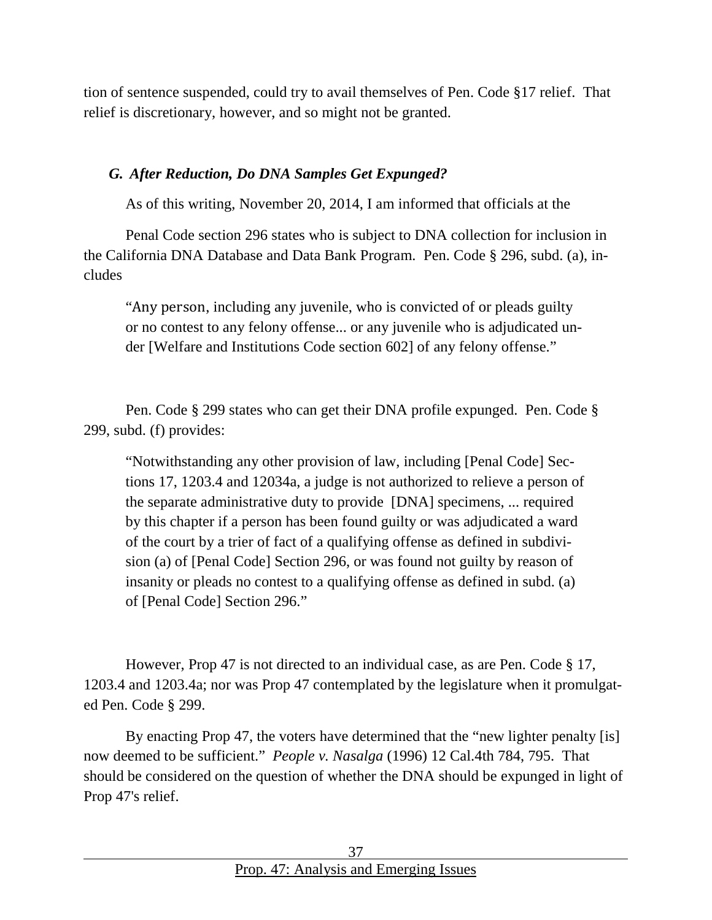tion of sentence suspended, could try to avail themselves of Pen. Code §17 relief. That relief is discretionary, however, and so might not be granted.

### *G. After Reduction, Do DNA Samples Get Expunged?*

As of this writing, November 20, 2014, I am informed that officials at the

Penal Code section 296 states who is subject to DNA collection for inclusion in the California DNA Database and Data Bank Program. Pen. Code § 296, subd. (a), includes

> "Any person, including any juvenile, who is convicted of or pleads guilty or no contest to any felony offense... or any juvenile who is adjudicated under [Welfare and Institutions Code section 602] of any felony offense."

Pen. Code § 299 states who can get their DNA profile expunged. Pen. Code § 299, subd. (f) provides:

> "Notwithstanding any other provision of law, including [Penal Code] Sections 17, 1203.4 and 12034a, a judge is not authorized to relieve a person of the separate administrative duty to provide [DNA] specimens, ... required by this chapter if a person has been found guilty or was adjudicated a ward of the court by a trier of fact of a qualifying offense as defined in subdivision (a) of [Penal Code] Section 296, or was found not guilty by reason of insanity or pleads no contest to a qualifying offense as defined in subd. (a) of [Penal Code] Section 296."

However, Prop 47 is not directed to an individual case, as are Pen. Code § 17, 1203.4 and 1203.4a; nor was Prop 47 contemplated by the legislature when it promulgated Pen. Code § 299.

By enacting Prop 47, the voters have determined that the "new lighter penalty [is] now deemed to be sufficient." *People v. Nasalga* (1996) 12 Cal.4th 784, 795. That should be considered on the question of whether the DNA should be expunged in light of Prop 47's relief.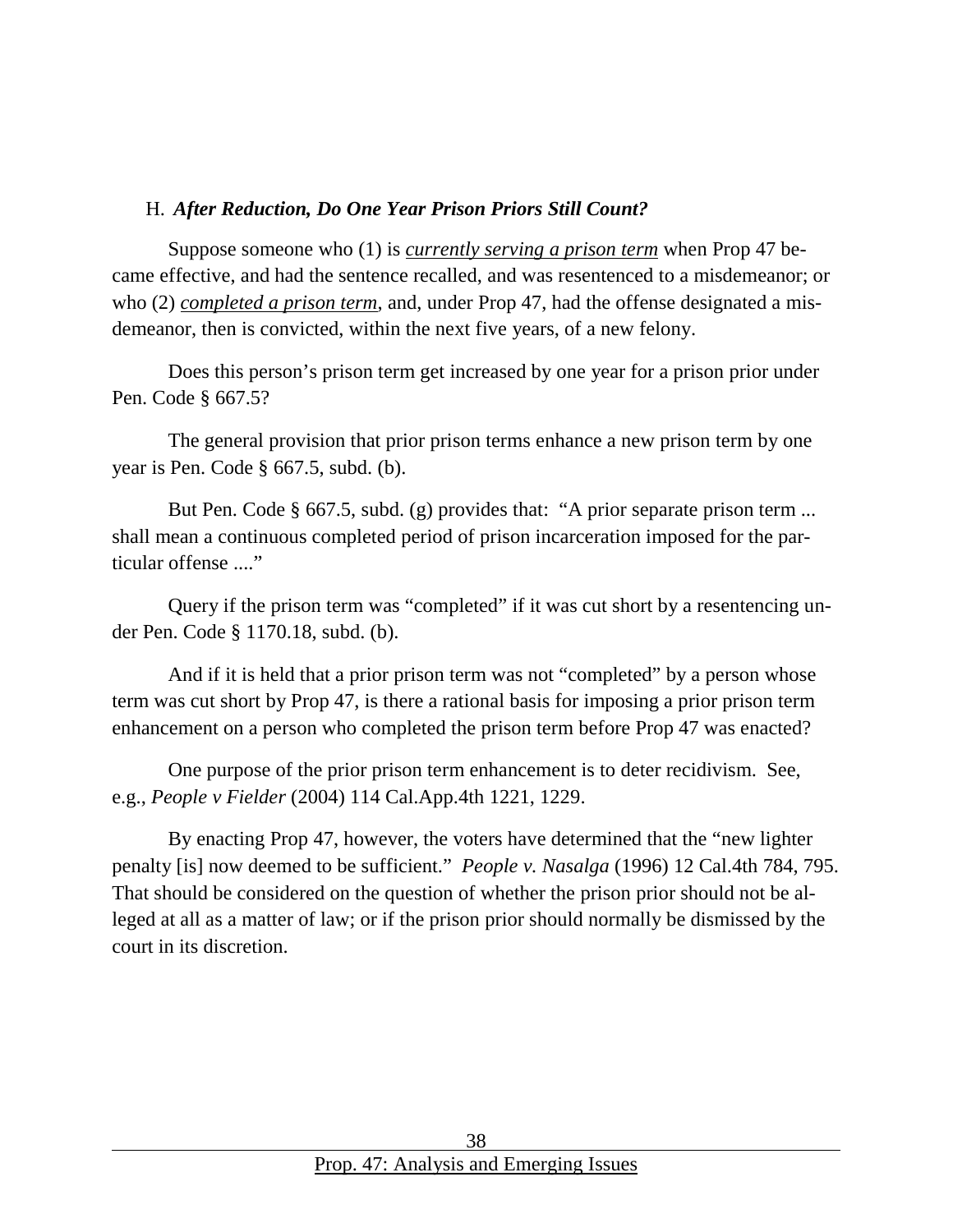### H. *After Reduction, Do One Year Prison Priors Still Count?*

Suppose someone who (1) is ***currently serving a prison term*** when Prop 47 became effective, and had the sentence recalled, and was resentenced to a misdemeanor; or who (2) ***completed a prison term***, and, under Prop 47, had the offense designated a misdemeanor, then is convicted, within the next five years, of a new felony.

Does this person's prison term get increased by one year for a prison prior under Pen. Code § 667.5?

The general provision that prior prison terms enhance a new prison term by one year is Pen. Code § 667.5, subd. (b).

But Pen. Code § 667.5, subd. (g) provides that: "A prior separate prison term ... shall mean a continuous completed period of prison incarceration imposed for the particular offense ...."

Query if the prison term was "completed" if it was cut short by a resentencing under Pen. Code § 1170.18, subd. (b).

And if it is held that a prior prison term was not "completed" by a person whose term was cut short by Prop 47, is there a rational basis for imposing a prior prison term enhancement on a person who completed the prison term before Prop 47 was enacted?

One purpose of the prior prison term enhancement is to deter recidivism. See, e.g., *People v Fielder* (2004) 114 Cal.App.4th 1221, 1229.

By enacting Prop 47, however, the voters have determined that the "new lighter penalty [is] now deemed to be sufficient." *People v. Nasalga* (1996) 12 Cal.4th 784, 795. That should be considered on the question of whether the prison prior should not be alleged at all as a matter of law; or if the prison prior should normally be dismissed by the court in its discretion.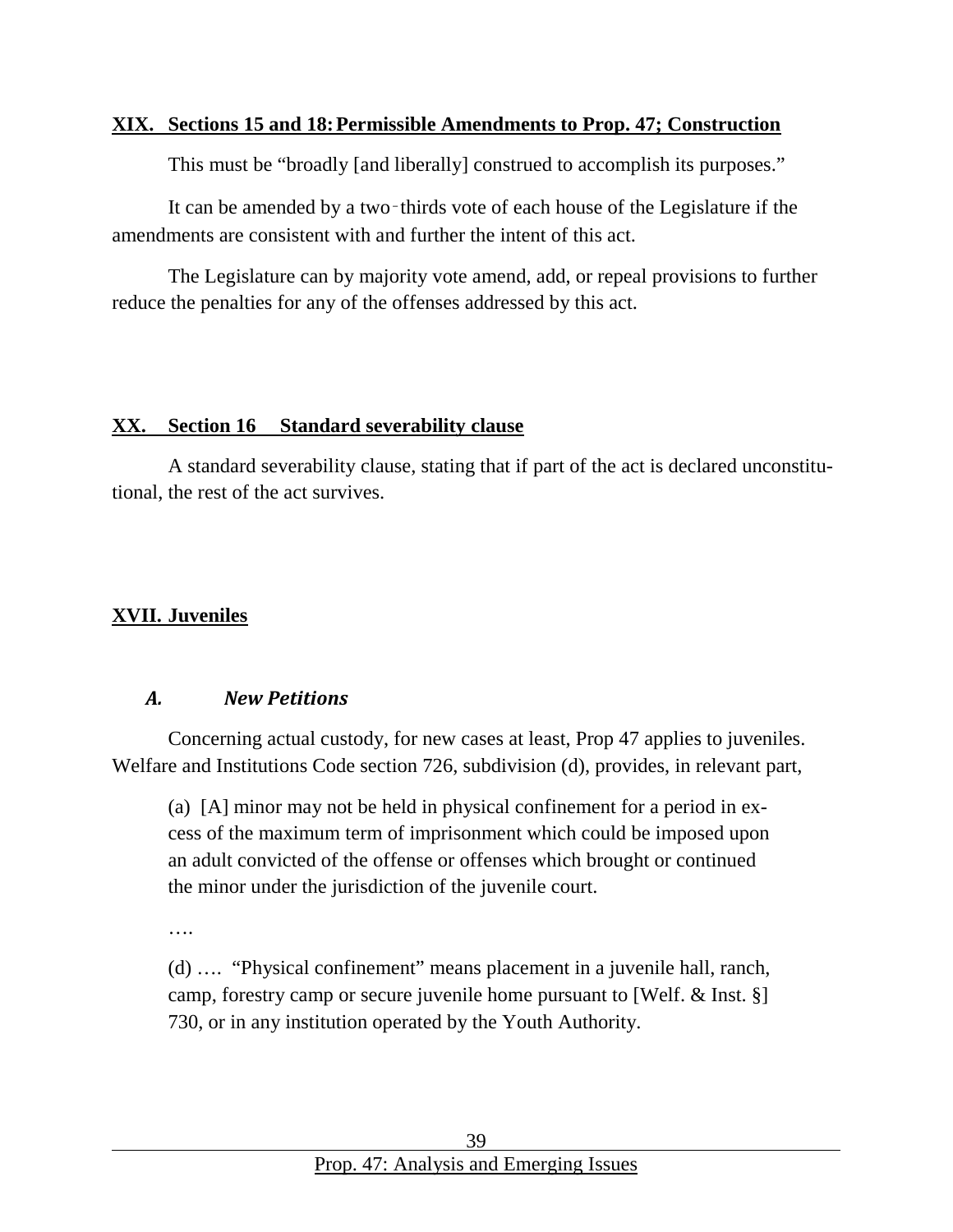## XIX. Sections 15 and 18: Permissible Amendments to Prop. 47; Construction

This must be "broadly [and liberally] construed to accomplish its purposes."

It can be amended by a two-thirds vote of each house of the Legislature if the amendments are consistent with and further the intent of this act.

The Legislature can by majority vote amend, add, or repeal provisions to further reduce the penalties for any of the offenses addressed by this act.

## XX. Section 16 Standard severability clause

A standard severability clause, stating that if part of the act is declared unconstitutional, the rest of the act survives.

## XVII. Juveniles

### *A. New Petitions*

Concerning actual custody, for new cases at least, Prop 47 applies to juveniles. Welfare and Institutions Code section 726, subdivision (d), provides, in relevant part,

> (a) [A] minor may not be held in physical confinement for a period in excess of the maximum term of imprisonment which could be imposed upon an adult convicted of the offense or offenses which brought or continued the minor under the jurisdiction of the juvenile court.
>
> ….
>
> (d) …. "Physical confinement" means placement in a juvenile hall, ranch, camp, forestry camp or secure juvenile home pursuant to [Welf. & Inst. §] 730, or in any institution operated by the Youth Authority.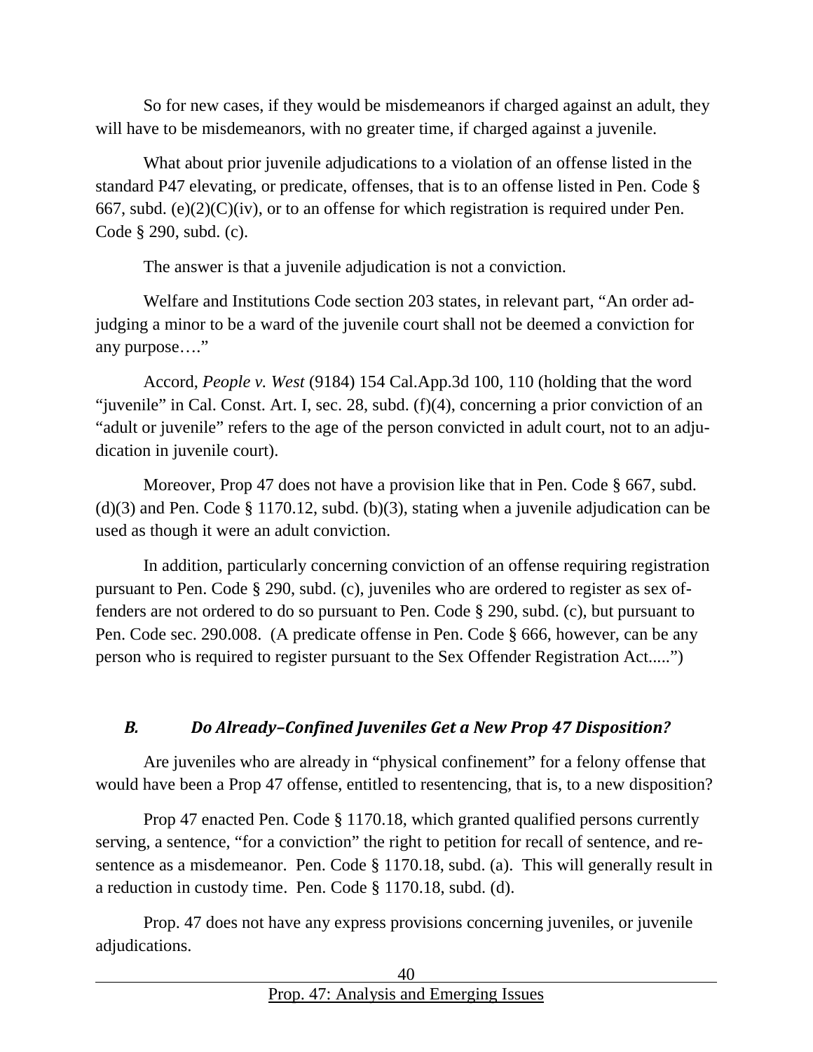So for new cases, if they would be misdemeanors if charged against an adult, they will have to be misdemeanors, with no greater time, if charged against a juvenile.

What about prior juvenile adjudications to a violation of an offense listed in the standard P47 elevating, or predicate, offenses, that is to an offense listed in Pen. Code § 667, subd. (e)(2)(C)(iv), or to an offense for which registration is required under Pen. Code § 290, subd. (c).

The answer is that a juvenile adjudication is not a conviction.

Welfare and Institutions Code section 203 states, in relevant part, "An order adjudging a minor to be a ward of the juvenile court shall not be deemed a conviction for any purpose…."

Accord, *People v. West* (9184) 154 Cal.App.3d 100, 110 (holding that the word "juvenile" in Cal. Const. Art. I, sec. 28, subd. (f)(4), concerning a prior conviction of an "adult or juvenile" refers to the age of the person convicted in adult court, not to an adjudication in juvenile court).

Moreover, Prop 47 does not have a provision like that in Pen. Code § 667, subd. (d)(3) and Pen. Code § 1170.12, subd. (b)(3), stating when a juvenile adjudication can be used as though it were an adult conviction.

In addition, particularly concerning conviction of an offense requiring registration pursuant to Pen. Code § 290, subd. (c), juveniles who are ordered to register as sex offenders are not ordered to do so pursuant to Pen. Code § 290, subd. (c), but pursuant to Pen. Code sec. 290.008. (A predicate offense in Pen. Code § 666, however, can be any person who is required to register pursuant to the Sex Offender Registration Act.....")

## *B. Do Already–Confined Juveniles Get a New Prop 47 Disposition?*

Are juveniles who are already in "physical confinement" for a felony offense that would have been a Prop 47 offense, entitled to resentencing, that is, to a new disposition?

Prop 47 enacted Pen. Code § 1170.18, which granted qualified persons currently serving, a sentence, "for a conviction" the right to petition for recall of sentence, and resentence as a misdemeanor. Pen. Code § 1170.18, subd. (a). This will generally result in a reduction in custody time. Pen. Code § 1170.18, subd. (d).

Prop. 47 does not have any express provisions concerning juveniles, or juvenile adjudications.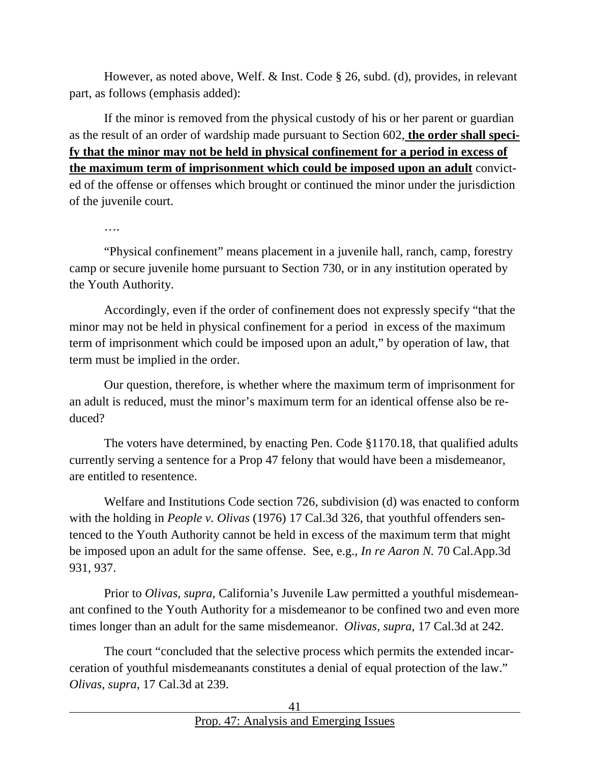However, as noted above, Welf. & Inst. Code § 26, subd. (d), provides, in relevant part, as follows (emphasis added):

> If the minor is removed from the physical custody of his or her parent or guardian as the result of an order of wardship made pursuant to Section 602, **<u>the order shall specify that the minor may not be held in physical confinement for a period in excess of the maximum term of imprisonment which could be imposed upon an adult</u>** convicted of the offense or offenses which brought or continued the minor under the jurisdiction of the juvenile court.
>
> ….
>
> "Physical confinement" means placement in a juvenile hall, ranch, camp, forestry camp or secure juvenile home pursuant to Section 730, or in any institution operated by the Youth Authority.

Accordingly, even if the order of confinement does not expressly specify "that the minor may not be held in physical confinement for a period in excess of the maximum term of imprisonment which could be imposed upon an adult," by operation of law, that term must be implied in the order.

Our question, therefore, is whether where the maximum term of imprisonment for an adult is reduced, must the minor's maximum term for an identical offense also be reduced?

The voters have determined, by enacting Pen. Code §1170.18, that qualified adults currently serving a sentence for a Prop 47 felony that would have been a misdemeanor, are entitled to resentence.

Welfare and Institutions Code section 726, subdivision (d) was enacted to conform with the holding in *People v. Olivas* (1976) 17 Cal.3d 326, that youthful offenders sentenced to the Youth Authority cannot be held in excess of the maximum term that might be imposed upon an adult for the same offense. See, e.g., *In re Aaron N.* 70 Cal.App.3d 931, 937.

Prior to *Olivas, supra,* California's Juvenile Law permitted a youthful misdemeanant confined to the Youth Authority for a misdemeanor to be confined two and even more times longer than an adult for the same misdemeanor. *Olivas, supra,* 17 Cal.3d at 242.

The court "concluded that the selective process which permits the extended incarceration of youthful misdemeanants constitutes a denial of equal protection of the law." *Olivas, supra,* 17 Cal.3d at 239.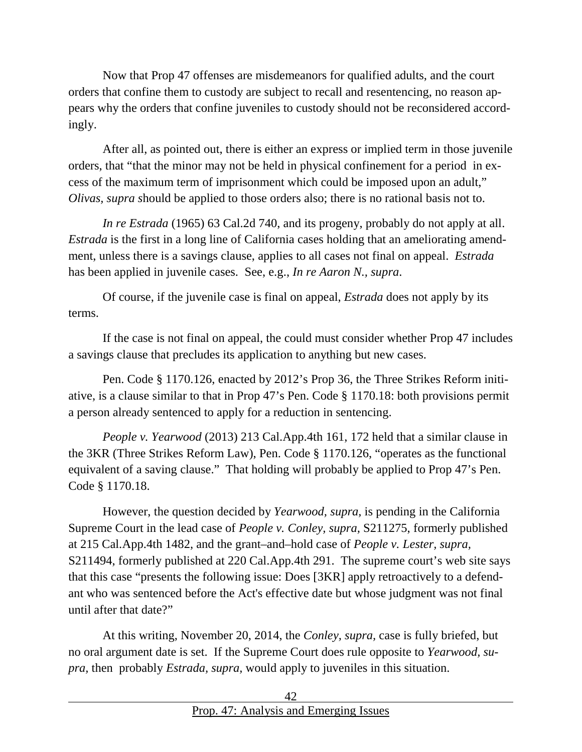Now that Prop 47 offenses are misdemeanors for qualified adults, and the court orders that confine them to custody are subject to recall and resentencing, no reason appears why the orders that confine juveniles to custody should not be reconsidered accordingly.

After all, as pointed out, there is either an express or implied term in those juvenile orders, that "that the minor may not be held in physical confinement for a period in excess of the maximum term of imprisonment which could be imposed upon an adult," *Olivas, supra s*hould be applied to those orders also; there is no rational basis not to.

*In re Estrada* (1965) 63 Cal.2d 740, and its progeny, probably do not apply at all. *Estrada* is the first in a long line of California cases holding that an ameliorating amendment, unless there is a savings clause, applies to all cases not final on appeal. *Estrada* has been applied in juvenile cases. See, e.g., *In re Aaron N., supra*.

Of course, if the juvenile case is final on appeal, *Estrada* does not apply by its terms.

If the case is not final on appeal, the could must consider whether Prop 47 includes a savings clause that precludes its application to anything but new cases.

Pen. Code § 1170.126, enacted by 2012's Prop 36, the Three Strikes Reform initiative, is a clause similar to that in Prop 47's Pen. Code § 1170.18: both provisions permit a person already sentenced to apply for a reduction in sentencing.

*People v. Yearwood* (2013) 213 Cal.App.4th 161, 172 held that a similar clause in the 3KR (Three Strikes Reform Law), Pen. Code § 1170.126, "operates as the functional equivalent of a saving clause." That holding will probably be applied to Prop 47's Pen. Code § 1170.18.

However, the question decided by *Yearwood, supra,* is pending in the California Supreme Court in the lead case of *People v. Conley, supra,* S211275, formerly published at 215 Cal.App.4th 1482, and the grant–and–hold case of *People v. Lester, supra,* S211494, formerly published at 220 Cal.App.4th 291. The supreme court's web site says that this case "presents the following issue: Does [3KR] apply retroactively to a defendant who was sentenced before the Act's effective date but whose judgment was not final until after that date?"

At this writing, November 20, 2014, the *Conley, supra,* case is fully briefed, but no oral argument date is set. If the Supreme Court does rule opposite to *Yearwood, supra,* then probably *Estrada, supra,* would apply to juveniles in this situation.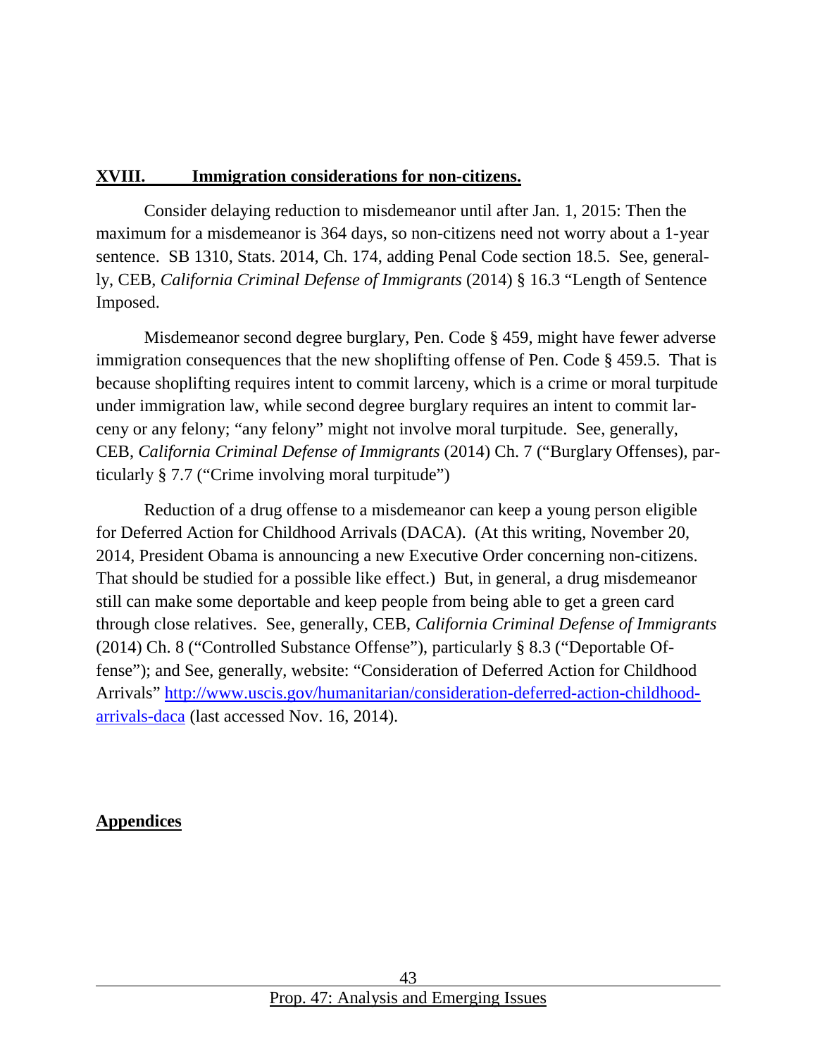## XVIII. Immigration considerations for non-citizens.

Consider delaying reduction to misdemeanor until after Jan. 1, 2015: Then the maximum for a misdemeanor is 364 days, so non-citizens need not worry about a 1-year sentence. SB 1310, Stats. 2014, Ch. 174, adding Penal Code section 18.5. See, generally, CEB, *California Criminal Defense of Immigrants* (2014) § 16.3 "Length of Sentence Imposed.

Misdemeanor second degree burglary, Pen. Code § 459, might have fewer adverse immigration consequences that the new shoplifting offense of Pen. Code § 459.5. That is because shoplifting requires intent to commit larceny, which is a crime or moral turpitude under immigration law, while second degree burglary requires an intent to commit larceny or any felony; "any felony" might not involve moral turpitude. See, generally, CEB, *California Criminal Defense of Immigrants* (2014) Ch. 7 ("Burglary Offenses), particularly § 7.7 ("Crime involving moral turpitude")

Reduction of a drug offense to a misdemeanor can keep a young person eligible for Deferred Action for Childhood Arrivals (DACA). (At this writing, November 20, 2014, President Obama is announcing a new Executive Order concerning non-citizens. That should be studied for a possible like effect.) But, in general, a drug misdemeanor still can make some deportable and keep people from being able to get a green card through close relatives. See, generally, CEB, *California Criminal Defense of Immigrants* (2014) Ch. 8 ("Controlled Substance Offense"), particularly § 8.3 ("Deportable Offense"); and See, generally, website: "Consideration of Deferred Action for Childhood Arrivals" [http://www.uscis.gov/humanitarian/consideration-deferred-action-childhood-arrivals-daca](http://www.uscis.gov/humanitarian/consideration-deferred-action-childhood-arrivals-daca) (last accessed Nov. 16, 2014).

## Appendices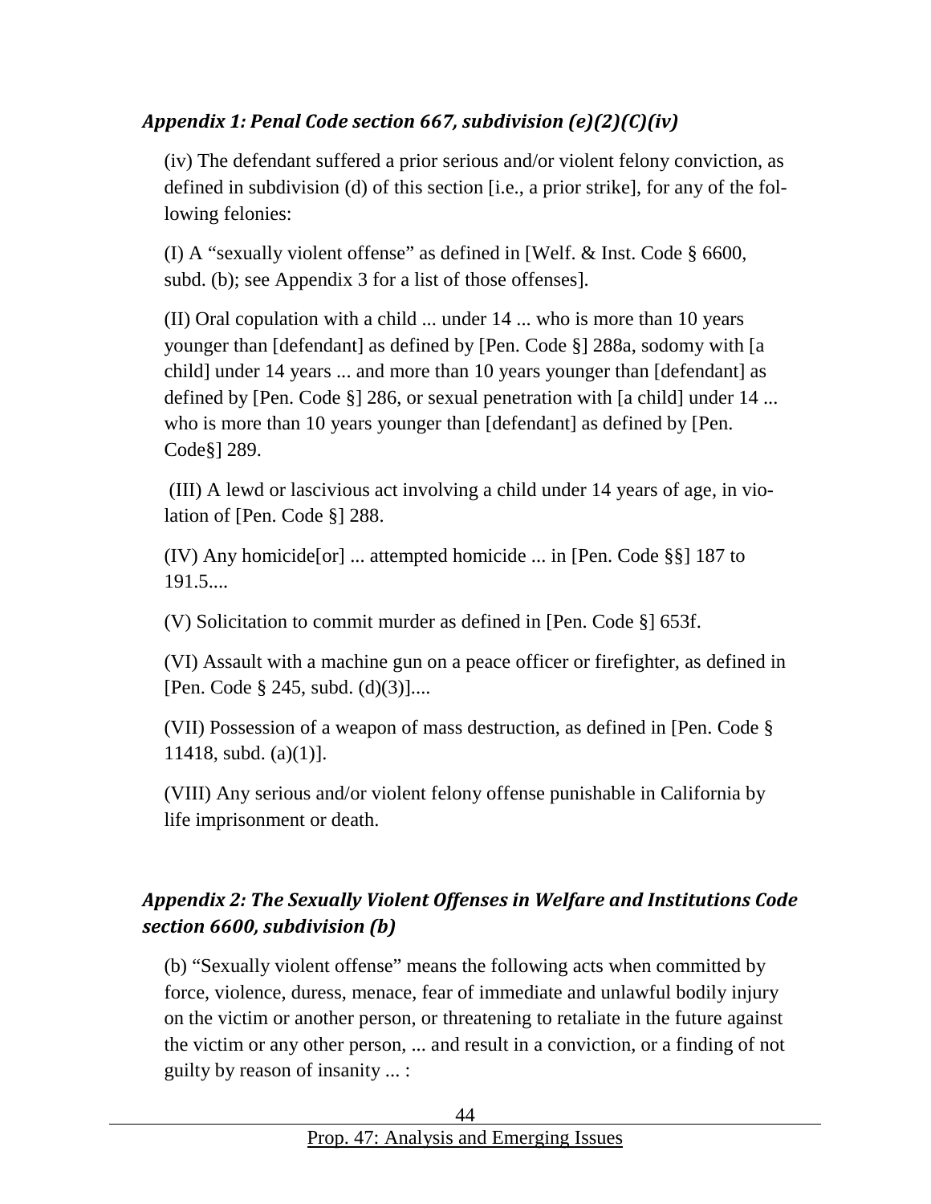### *Appendix 1: Penal Code section 667, subdivision (e)(2)(C)(iv)*

(iv) The defendant suffered a prior serious and/or violent felony conviction, as defined in subdivision (d) of this section [i.e., a prior strike], for any of the following felonies:

(I) A "sexually violent offense" as defined in [Welf. & Inst. Code § 6600, subd. (b); see Appendix 3 for a list of those offenses].

(II) Oral copulation with a child ... under 14 ... who is more than 10 years younger than [defendant] as defined by [Pen. Code §] 288a, sodomy with [a child] under 14 years ... and more than 10 years younger than [defendant] as defined by [Pen. Code §] 286, or sexual penetration with [a child] under 14 ... who is more than 10 years younger than [defendant] as defined by [Pen. Code§] 289.

(III) A lewd or lascivious act involving a child under 14 years of age, in violation of [Pen. Code §] 288.

(IV) Any homicide[or] ... attempted homicide ... in [Pen. Code §§] 187 to 191.5....

(V) Solicitation to commit murder as defined in [Pen. Code §] 653f.

(VI) Assault with a machine gun on a peace officer or firefighter, as defined in [Pen. Code § 245, subd. (d)(3)]....

(VII) Possession of a weapon of mass destruction, as defined in [Pen. Code § 11418, subd. (a)(1)].

(VIII) Any serious and/or violent felony offense punishable in California by life imprisonment or death.

### *Appendix 2: The Sexually Violent Offenses in Welfare and Institutions Code section 6600, subdivision (b)*

(b) "Sexually violent offense" means the following acts when committed by force, violence, duress, menace, fear of immediate and unlawful bodily injury on the victim or another person, or threatening to retaliate in the future against the victim or any other person, ... and result in a conviction, or a finding of not guilty by reason of insanity ... :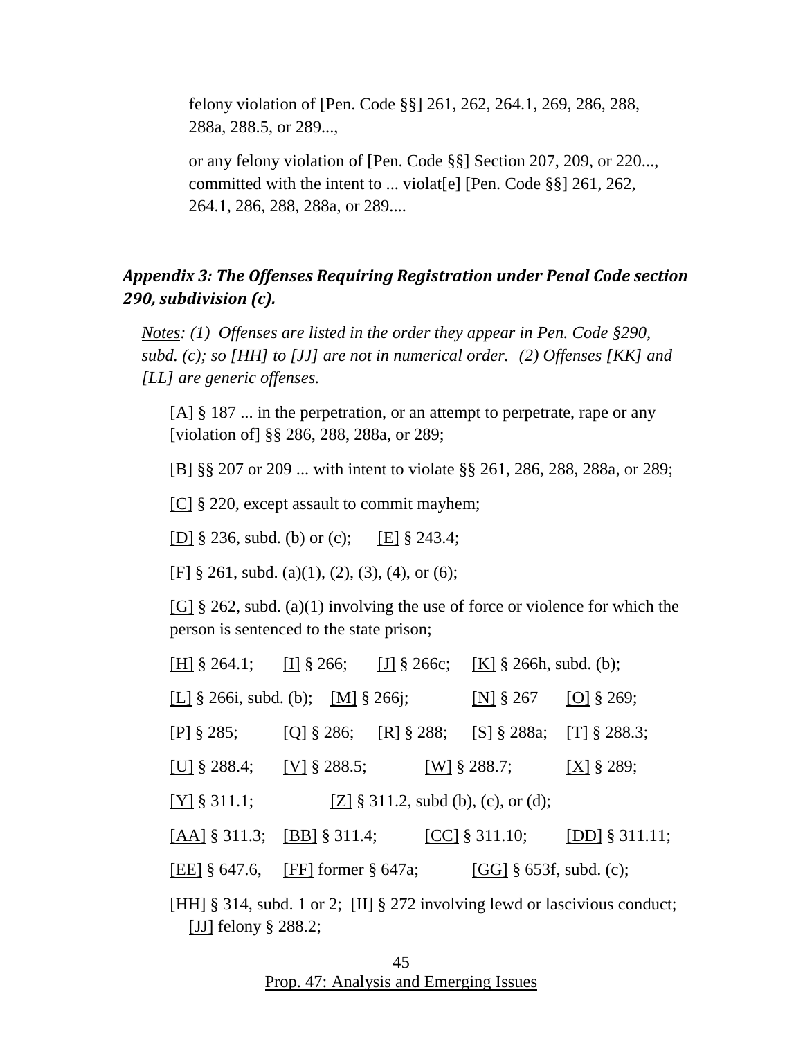felony violation of [Pen. Code §§] 261, 262, 264.1, 269, 286, 288, 288a, 288.5, or 289...,

or any felony violation of [Pen. Code §§] Section 207, 209, or 220..., committed with the intent to ... violat[e] [Pen. Code §§] 261, 262, 264.1, 286, 288, 288a, or 289....

### *Appendix 3: The Offenses Requiring Registration under Penal Code section 290, subdivision (c).*

*Notes: (1) Offenses are listed in the order they appear in Pen. Code §290, subd. (c); so [HH] to [JJ] are not in numerical order. (2) Offenses [KK] and [LL] are generic offenses.*

[A] § 187 ... in the perpetration, or an attempt to perpetrate, rape or any [violation of] §§ 286, 288, 288a, or 289;

[B] §§ 207 or 209 ... with intent to violate §§ 261, 286, 288, 288a, or 289;

[C] § 220, except assault to commit mayhem;

[D] § 236, subd. (b) or (c); [E] § 243.4;

[F] § 261, subd. (a)(1), (2), (3), (4), or (6);

[G] § 262, subd. (a)(1) involving the use of force or violence for which the person is sentenced to the state prison;

[H] § 264.1; [I] § 266; [J] § 266c; [K] § 266h, subd. (b);

[L] § 266i, subd. (b); [M] § 266j; [N] § 267 [O] § 269;

[P] § 285; [Q] § 286; [R] § 288; [S] § 288a; [T] § 288.3;

[U] § 288.4; [V] § 288.5; [W] § 288.7; [X] § 289;

[Y] § 311.1; [Z] § 311.2, subd (b), (c), or (d);

[AA] § 311.3; [BB] § 311.4; [CC] § 311.10; [DD] § 311.11;

[EE] § 647.6, [FF] former § 647a; [GG] § 653f, subd. (c);

[HH] § 314, subd. 1 or 2; [II] § 272 involving lewd or lascivious conduct; [JJ] felony § 288.2;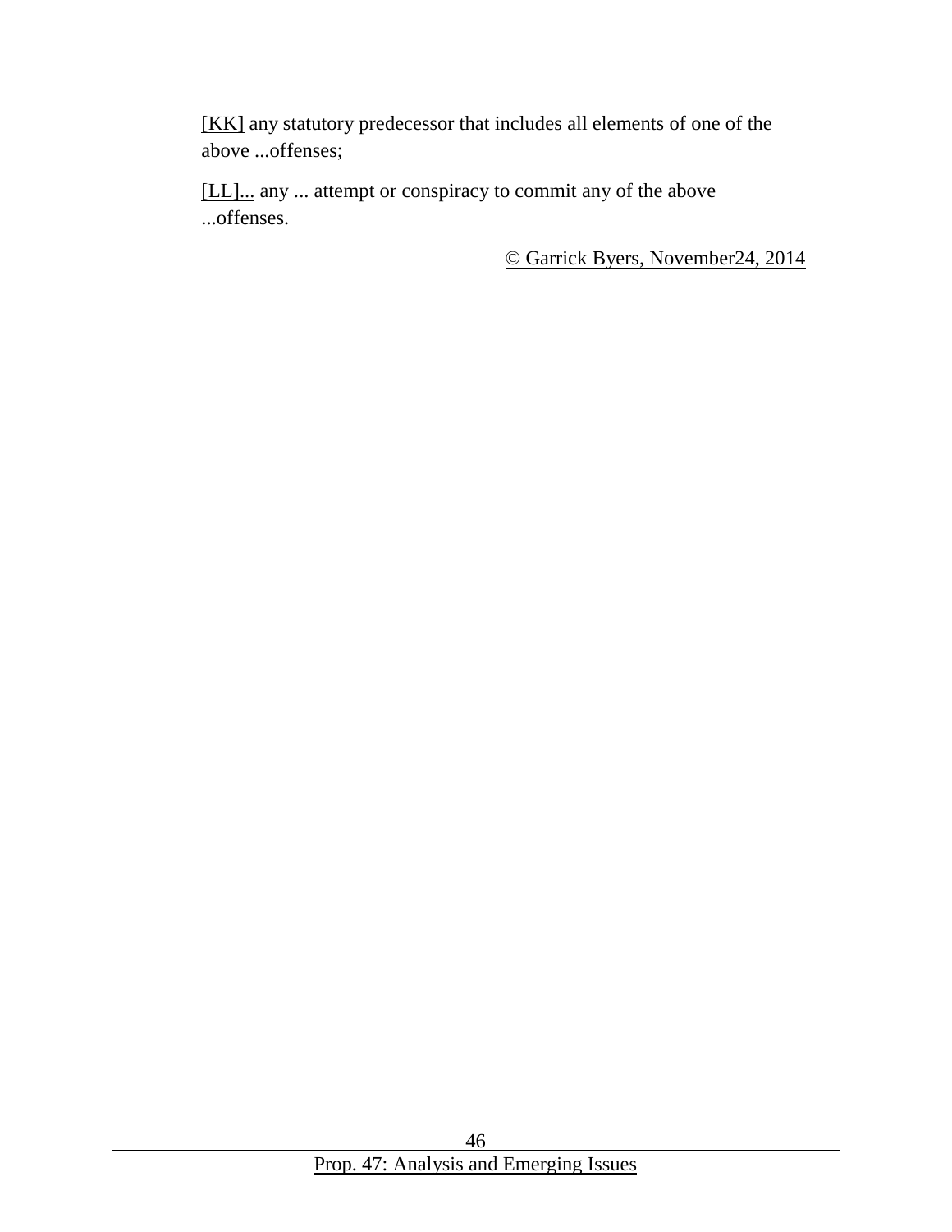[KK] any statutory predecessor that includes all elements of one of the above ...offenses;

[LL]... any ... attempt or conspiracy to commit any of the above ...offenses.

© Garrick Byers, November24, 2014